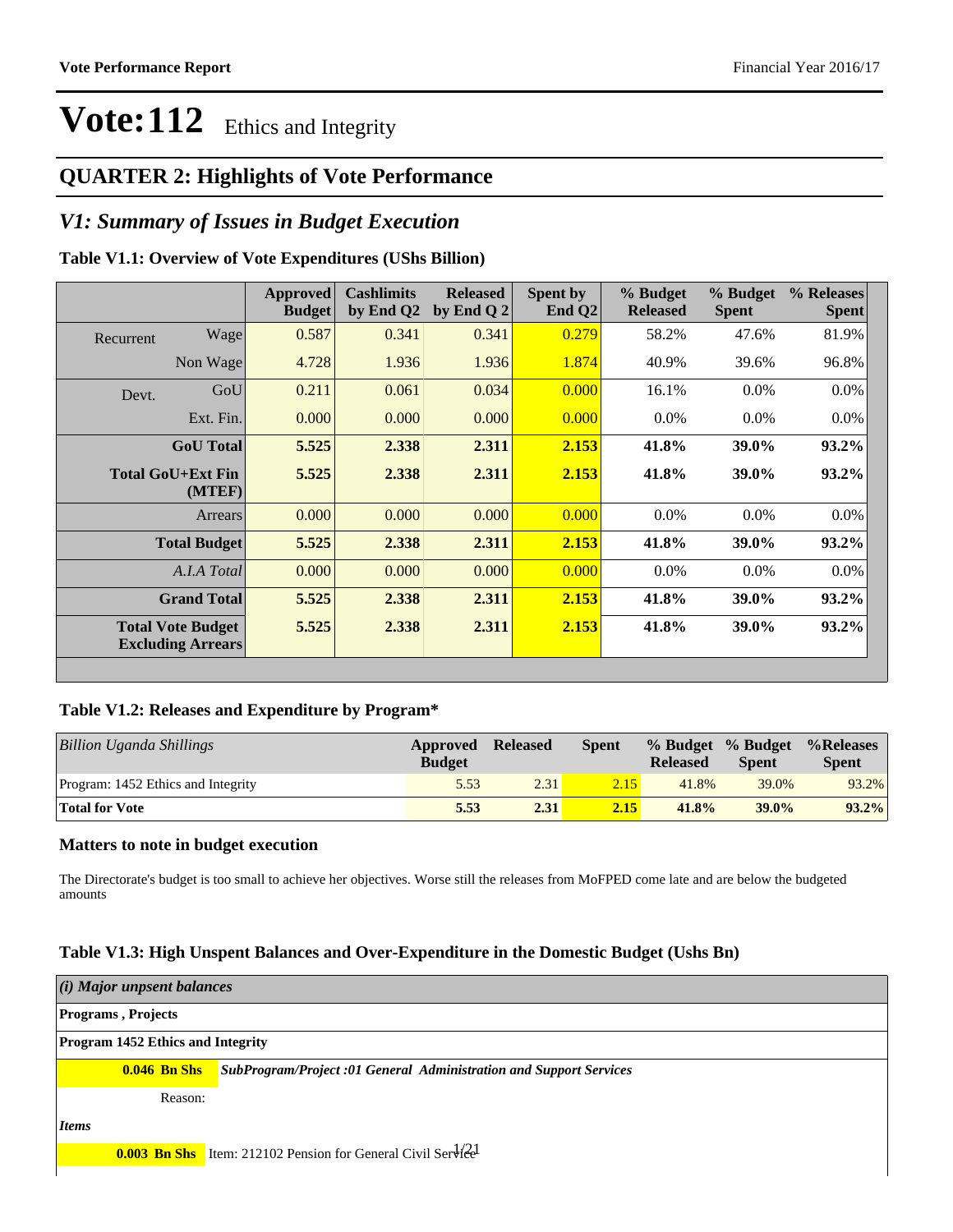# Vote:112 Ethics and Integrity

## QUARTER 2: Highlights of Vote Performance

## *V1: Summary of Issues in Budget Execution*

**Table V1.1: Overview of Vote Expenditures (UShs Billion)**

| | | Approved Budget | Cashlimits by End Q2 | Released by End Q 2 | Spent by End Q2 | % Budget Released | % Budget Spent | % Releases Spent |
|---|---|---|---|---|---|---|---|---|
| Recurrent | Wage | 0.587 | 0.341 | 0.341 | 0.279 | 58.2% | 47.6% | 81.9% |
| | Non Wage | 4.728 | 1.936 | 1.936 | 1.874 | 40.9% | 39.6% | 96.8% |
| Devt. | GoU | 0.211 | 0.061 | 0.034 | 0.000 | 16.1% | 0.0% | 0.0% |
| | Ext. Fin. | 0.000 | 0.000 | 0.000 | 0.000 | 0.0% | 0.0% | 0.0% |
| | **GoU Total** | **5.525** | **2.338** | **2.311** | **2.153** | **41.8%** | **39.0%** | **93.2%** |
| | **Total GoU+Ext Fin (MTEF)** | **5.525** | **2.338** | **2.311** | **2.153** | **41.8%** | **39.0%** | **93.2%** |
| | Arrears | 0.000 | 0.000 | 0.000 | 0.000 | 0.0% | 0.0% | 0.0% |
| | **Total Budget** | **5.525** | **2.338** | **2.311** | **2.153** | **41.8%** | **39.0%** | **93.2%** |
| | *A.I.A Total* | 0.000 | 0.000 | 0.000 | 0.000 | 0.0% | 0.0% | 0.0% |
| | **Grand Total** | **5.525** | **2.338** | **2.311** | **2.153** | **41.8%** | **39.0%** | **93.2%** |
| | **Total Vote Budget Excluding Arrears** | **5.525** | **2.338** | **2.311** | **2.153** | **41.8%** | **39.0%** | **93.2%** |

**Table V1.2: Releases and Expenditure by Program***

| *Billion Uganda Shillings* | Approved Budget | Released | Spent | % Budget Released | % Budget Spent | %Releases Spent |
|---|---|---|---|---|---|---|
| Program: 1452 Ethics and Integrity | 5.53 | 2.31 | 2.15 | 41.8% | 39.0% | 93.2% |
| **Total for Vote** | **5.53** | **2.31** | **2.15** | **41.8%** | **39.0%** | **93.2%** |

**Matters to note in budget execution**

The Directorate's budget is too small to achieve her objectives. Worse still the releases from MoFPED come late and are below the budgeted amounts

**Table V1.3: High Unspent Balances and Over-Expenditure in the Domestic Budget (Ushs Bn)**

***(i) Major unpsent balances***

**Programs , Projects**

**Program 1452 Ethics and Integrity**

**0.046 Bn Shs** ***SubProgram/Project :01 General Administration and Support Services***

Reason:

***Items***

**0.003 Bn Shs** Item: 212102 Pension for General Civil Service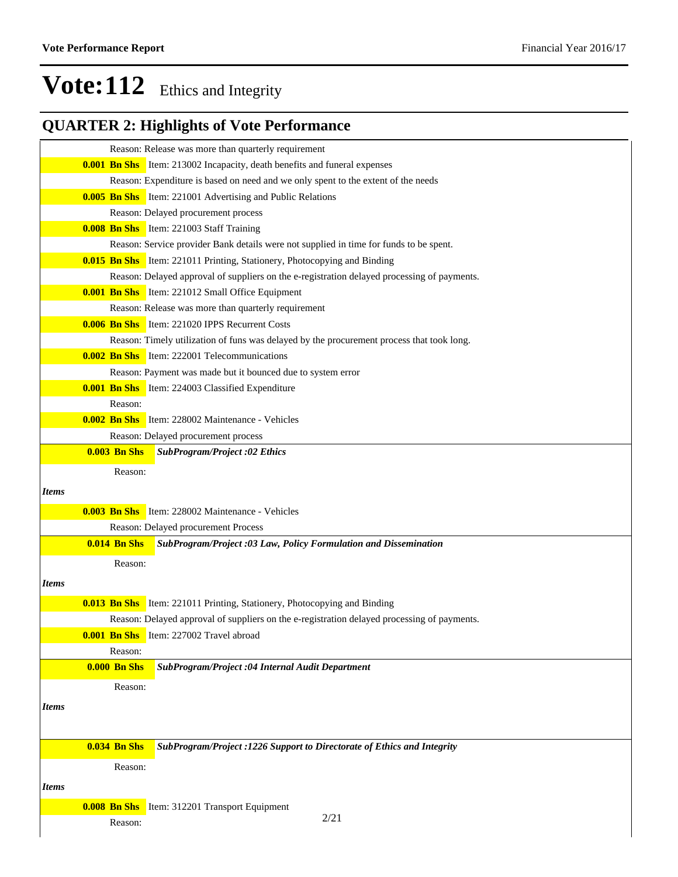# Vote:112 Ethics and Integrity

## QUARTER 2: Highlights of Vote Performance

Reason: Release was more than quarterly requirement

**0.001 Bn Shs** Item: 213002 Incapacity, death benefits and funeral expenses

Reason: Expenditure is based on need and we only spent to the extent of the needs

**0.005 Bn Shs** Item: 221001 Advertising and Public Relations

Reason: Delayed procurement process

**0.008 Bn Shs** Item: 221003 Staff Training

Reason: Service provider Bank details were not supplied in time for funds to be spent.

**0.015 Bn Shs** Item: 221011 Printing, Stationery, Photocopying and Binding

Reason: Delayed approval of suppliers on the e-registration delayed processing of payments.

**0.001 Bn Shs** Item: 221012 Small Office Equipment

Reason: Release was more than quarterly requirement

**0.006 Bn Shs** Item: 221020 IPPS Recurrent Costs

Reason: Timely utilization of funs was delayed by the procurement process that took long.

**0.002 Bn Shs** Item: 222001 Telecommunications

Reason: Payment was made but it bounced due to system error

**0.001 Bn Shs** Item: 224003 Classified Expenditure

Reason:

**0.002 Bn Shs** Item: 228002 Maintenance - Vehicles

Reason: Delayed procurement process

**0.003 Bn Shs** ***SubProgram/Project :02 Ethics***

Reason:

***Items***

**0.003 Bn Shs** Item: 228002 Maintenance - Vehicles

Reason: Delayed procurement Process

**0.014 Bn Shs** ***SubProgram/Project :03 Law, Policy Formulation and Dissemination***

Reason:

***Items***

**0.013 Bn Shs** Item: 221011 Printing, Stationery, Photocopying and Binding

Reason: Delayed approval of suppliers on the e-registration delayed processing of payments.

**0.001 Bn Shs** Item: 227002 Travel abroad

Reason:

**0.000 Bn Shs** ***SubProgram/Project :04 Internal Audit Department***

Reason:

***Items***

**0.034 Bn Shs** ***SubProgram/Project :1226 Support to Directorate of Ethics and Integrity***

Reason:

***Items***

**0.008 Bn Shs** Item: 312201 Transport Equipment

Reason: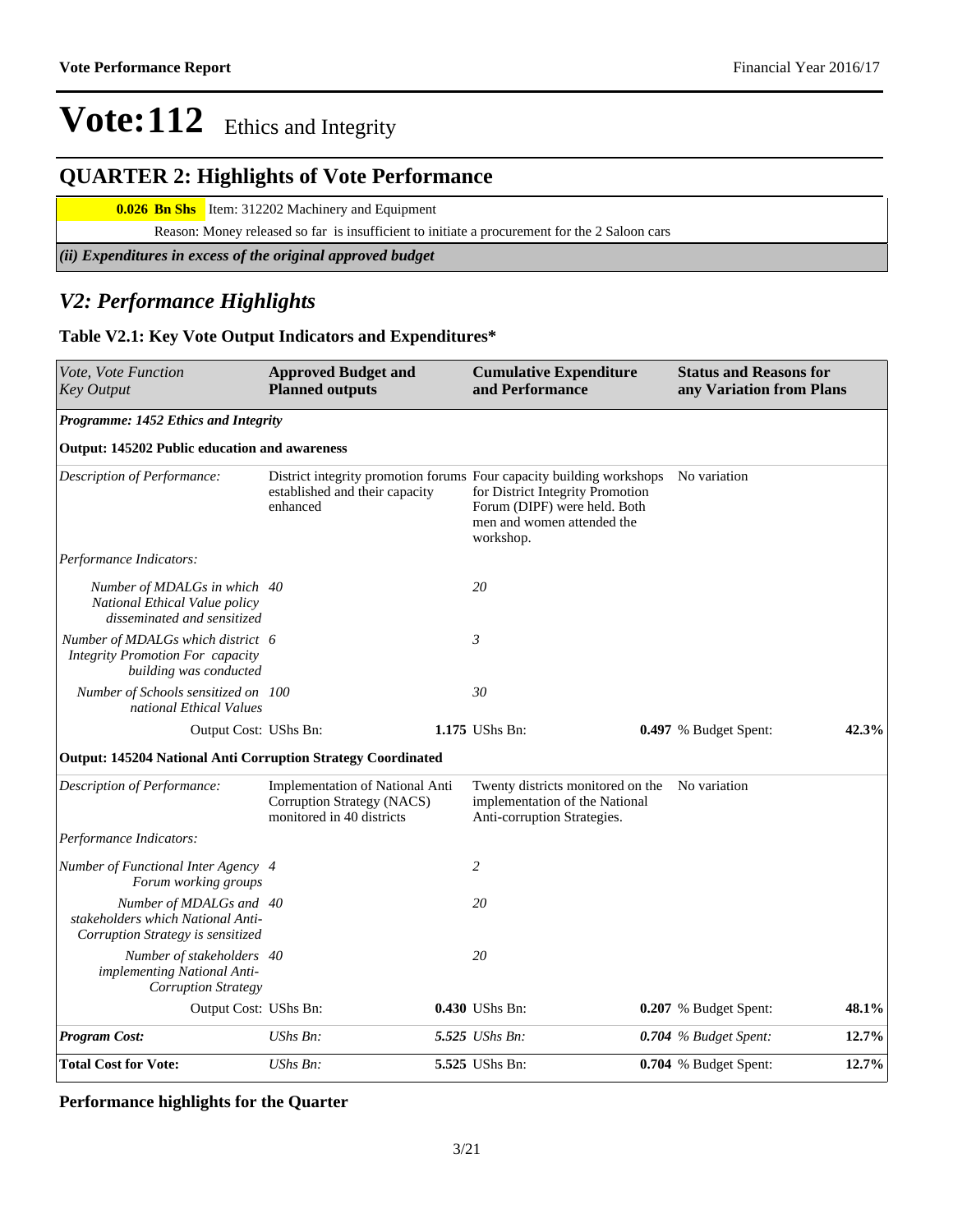# Vote:112 Ethics and Integrity

## QUARTER 2: Highlights of Vote Performance

**0.026 Bn Shs** Item: 312202 Machinery and Equipment

Reason: Money released so far is insufficient to initiate a procurement for the 2 Saloon cars

***(ii) Expenditures in excess of the original approved budget***

## *V2: Performance Highlights*

### Table V2.1: Key Vote Output Indicators and Expenditures*

| *Vote, Vote Function Key Output* | **Approved Budget and Planned outputs** | **Cumulative Expenditure and Performance** | **Status and Reasons for any Variation from Plans** | |
|---|---|---|---|---|
| ***Programme: 1452 Ethics and Integrity*** | | | | |
| **Output: 145202 Public education and awareness** | | | | |
| *Description of Performance:* | District integrity promotion forums established and their capacity enhanced | Four capacity building workshops for District Integrity Promotion Forum (DIPF) were held. Both men and women attended the workshop. | No variation | |
| *Performance Indicators:* | | | | |
| *Number of MDALGs in which National Ethical Value policy disseminated and sensitized* | *40* | *20* | | |
| *Number of MDALGs which district Integrity Promotion For capacity building was conducted* | *6* | *3* | | |
| *Number of Schools sensitized on national Ethical Values* | *100* | *30* | | |
| Output Cost: UShs Bn: | **1.175** UShs Bn: | **0.497** % Budget Spent: | | **42.3%** |
| **Output: 145204 National Anti Corruption Strategy Coordinated** | | | | |
| *Description of Performance:* | Implementation of National Anti Corruption Strategy (NACS) monitored in 40 districts | Twenty districts monitored on the implementation of the National Anti-corruption Strategies. | No variation | |
| *Performance Indicators:* | | | | |
| *Number of Functional Inter Agency Forum working groups* | *4* | *2* | | |
| *Number of MDALGs and stakeholders which National Anti-Corruption Strategy is sensitized* | *40* | *20* | | |
| *Number of stakeholders implementing National Anti-Corruption Strategy* | *40* | *20* | | |
| Output Cost: UShs Bn: | **0.430** UShs Bn: | **0.207** % Budget Spent: | | **48.1%** |
| ***Program Cost:*** | *UShs Bn:* | ***5.525*** *UShs Bn:* | ***0.704*** *% Budget Spent:* | **12.7%** |
| **Total Cost for Vote:** | *UShs Bn:* | **5.525** UShs Bn: | **0.704** % Budget Spent: | **12.7%** |

### Performance highlights for the Quarter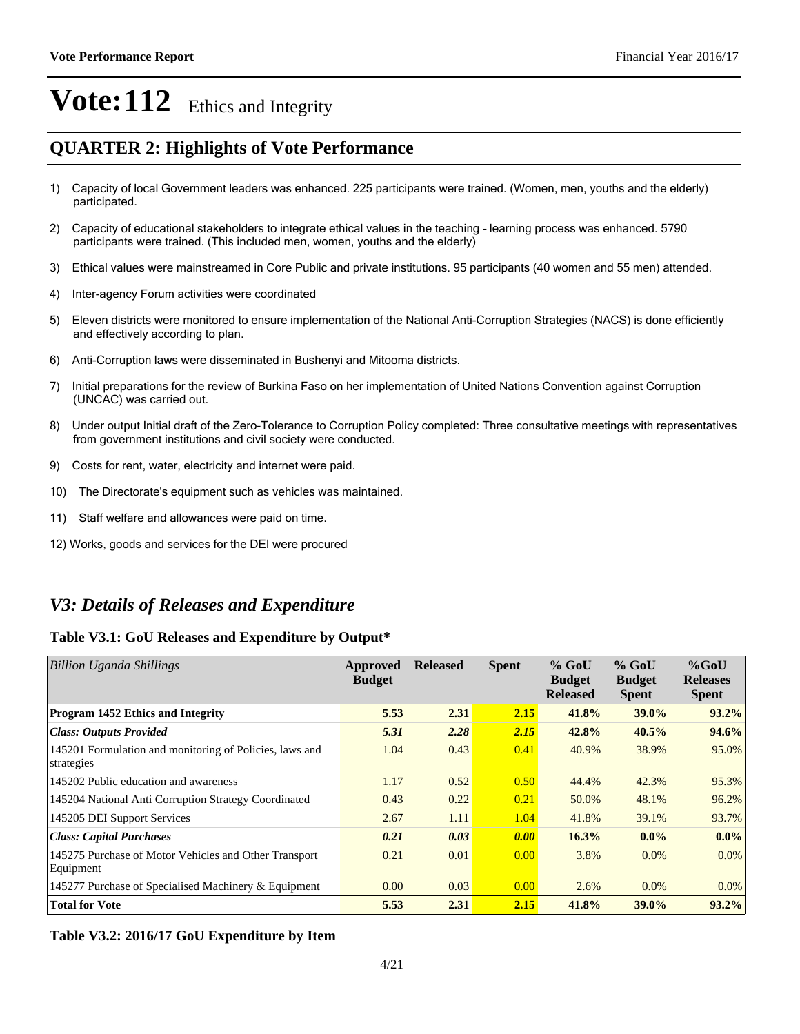# Vote:112 Ethics and Integrity

## QUARTER 2: Highlights of Vote Performance

1) Capacity of local Government leaders was enhanced. 225 participants were trained. (Women, men, youths and the elderly) participated.

2) Capacity of educational stakeholders to integrate ethical values in the teaching – learning process was enhanced. 5790 participants were trained. (This included men, women, youths and the elderly)

3) Ethical values were mainstreamed in Core Public and private institutions. 95 participants (40 women and 55 men) attended.

4) Inter-agency Forum activities were coordinated

5) Eleven districts were monitored to ensure implementation of the National Anti-Corruption Strategies (NACS) is done efficiently and effectively according to plan.

6) Anti-Corruption laws were disseminated in Bushenyi and Mitooma districts.

7) Initial preparations for the review of Burkina Faso on her implementation of United Nations Convention against Corruption (UNCAC) was carried out.

8) Under output Initial draft of the Zero-Tolerance to Corruption Policy completed: Three consultative meetings with representatives from government institutions and civil society were conducted.

9) Costs for rent, water, electricity and internet were paid.

10) The Directorate's equipment such as vehicles was maintained.

11) Staff welfare and allowances were paid on time.

12) Works, goods and services for the DEI were procured

## *V3: Details of Releases and Expenditure*

### Table V3.1: GoU Releases and Expenditure by Output*

| *Billion Uganda Shillings* | Approved Budget | Released | Spent | % GoU Budget Released | % GoU Budget Spent | %GoU Releases Spent |
|---|---|---|---|---|---|---|
| **Program 1452 Ethics and Integrity** | **5.53** | **2.31** | **2.15** | **41.8%** | **39.0%** | **93.2%** |
| ***Class: Outputs Provided*** | ***5.31*** | ***2.28*** | ***2.15*** | **42.8%** | **40.5%** | **94.6%** |
| 145201 Formulation and monitoring of Policies, laws and strategies | 1.04 | 0.43 | 0.41 | 40.9% | 38.9% | 95.0% |
| 145202 Public education and awareness | 1.17 | 0.52 | 0.50 | 44.4% | 42.3% | 95.3% |
| 145204 National Anti Corruption Strategy Coordinated | 0.43 | 0.22 | 0.21 | 50.0% | 48.1% | 96.2% |
| 145205 DEI Support Services | 2.67 | 1.11 | 1.04 | 41.8% | 39.1% | 93.7% |
| ***Class: Capital Purchases*** | ***0.21*** | ***0.03*** | ***0.00*** | **16.3%** | **0.0%** | **0.0%** |
| 145275 Purchase of Motor Vehicles and Other Transport Equipment | 0.21 | 0.01 | 0.00 | 3.8% | 0.0% | 0.0% |
| 145277 Purchase of Specialised Machinery & Equipment | 0.00 | 0.03 | 0.00 | 2.6% | 0.0% | 0.0% |
| **Total for Vote** | **5.53** | **2.31** | **2.15** | **41.8%** | **39.0%** | **93.2%** |

### Table V3.2: 2016/17 GoU Expenditure by Item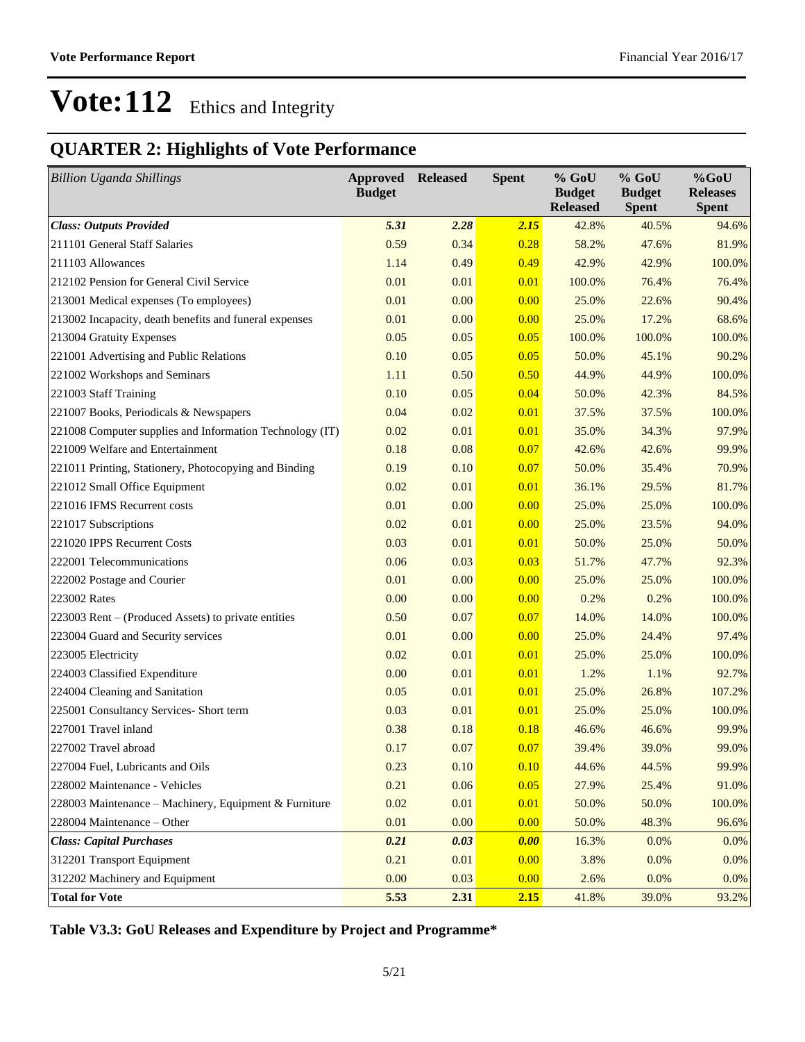# Vote:112 Ethics and Integrity

## QUARTER 2: Highlights of Vote Performance

| *Billion Uganda Shillings* | Approved Budget | Released | Spent | % GoU Budget Released | % GoU Budget Spent | %GoU Releases Spent |
|---|---|---|---|---|---|---|
| ***Class: Outputs Provided*** | ***5.31*** | ***2.28*** | ***2.15*** | 42.8% | 40.5% | 94.6% |
| 211101 General Staff Salaries | 0.59 | 0.34 | 0.28 | 58.2% | 47.6% | 81.9% |
| 211103 Allowances | 1.14 | 0.49 | 0.49 | 42.9% | 42.9% | 100.0% |
| 212102 Pension for General Civil Service | 0.01 | 0.01 | 0.01 | 100.0% | 76.4% | 76.4% |
| 213001 Medical expenses (To employees) | 0.01 | 0.00 | 0.00 | 25.0% | 22.6% | 90.4% |
| 213002 Incapacity, death benefits and funeral expenses | 0.01 | 0.00 | 0.00 | 25.0% | 17.2% | 68.6% |
| 213004 Gratuity Expenses | 0.05 | 0.05 | 0.05 | 100.0% | 100.0% | 100.0% |
| 221001 Advertising and Public Relations | 0.10 | 0.05 | 0.05 | 50.0% | 45.1% | 90.2% |
| 221002 Workshops and Seminars | 1.11 | 0.50 | 0.50 | 44.9% | 44.9% | 100.0% |
| 221003 Staff Training | 0.10 | 0.05 | 0.04 | 50.0% | 42.3% | 84.5% |
| 221007 Books, Periodicals & Newspapers | 0.04 | 0.02 | 0.01 | 37.5% | 37.5% | 100.0% |
| 221008 Computer supplies and Information Technology (IT) | 0.02 | 0.01 | 0.01 | 35.0% | 34.3% | 97.9% |
| 221009 Welfare and Entertainment | 0.18 | 0.08 | 0.07 | 42.6% | 42.6% | 99.9% |
| 221011 Printing, Stationery, Photocopying and Binding | 0.19 | 0.10 | 0.07 | 50.0% | 35.4% | 70.9% |
| 221012 Small Office Equipment | 0.02 | 0.01 | 0.01 | 36.1% | 29.5% | 81.7% |
| 221016 IFMS Recurrent costs | 0.01 | 0.00 | 0.00 | 25.0% | 25.0% | 100.0% |
| 221017 Subscriptions | 0.02 | 0.01 | 0.00 | 25.0% | 23.5% | 94.0% |
| 221020 IPPS Recurrent Costs | 0.03 | 0.01 | 0.01 | 50.0% | 25.0% | 50.0% |
| 222001 Telecommunications | 0.06 | 0.03 | 0.03 | 51.7% | 47.7% | 92.3% |
| 222002 Postage and Courier | 0.01 | 0.00 | 0.00 | 25.0% | 25.0% | 100.0% |
| 223002 Rates | 0.00 | 0.00 | 0.00 | 0.2% | 0.2% | 100.0% |
| 223003 Rent – (Produced Assets) to private entities | 0.50 | 0.07 | 0.07 | 14.0% | 14.0% | 100.0% |
| 223004 Guard and Security services | 0.01 | 0.00 | 0.00 | 25.0% | 24.4% | 97.4% |
| 223005 Electricity | 0.02 | 0.01 | 0.01 | 25.0% | 25.0% | 100.0% |
| 224003 Classified Expenditure | 0.00 | 0.01 | 0.01 | 1.2% | 1.1% | 92.7% |
| 224004 Cleaning and Sanitation | 0.05 | 0.01 | 0.01 | 25.0% | 26.8% | 107.2% |
| 225001 Consultancy Services- Short term | 0.03 | 0.01 | 0.01 | 25.0% | 25.0% | 100.0% |
| 227001 Travel inland | 0.38 | 0.18 | 0.18 | 46.6% | 46.6% | 99.9% |
| 227002 Travel abroad | 0.17 | 0.07 | 0.07 | 39.4% | 39.0% | 99.0% |
| 227004 Fuel, Lubricants and Oils | 0.23 | 0.10 | 0.10 | 44.6% | 44.5% | 99.9% |
| 228002 Maintenance - Vehicles | 0.21 | 0.06 | 0.05 | 27.9% | 25.4% | 91.0% |
| 228003 Maintenance – Machinery, Equipment & Furniture | 0.02 | 0.01 | 0.01 | 50.0% | 50.0% | 100.0% |
| 228004 Maintenance – Other | 0.01 | 0.00 | 0.00 | 50.0% | 48.3% | 96.6% |
| ***Class: Capital Purchases*** | ***0.21*** | ***0.03*** | ***0.00*** | 16.3% | 0.0% | 0.0% |
| 312201 Transport Equipment | 0.21 | 0.01 | 0.00 | 3.8% | 0.0% | 0.0% |
| 312202 Machinery and Equipment | 0.00 | 0.03 | 0.00 | 2.6% | 0.0% | 0.0% |
| **Total for Vote** | **5.53** | **2.31** | **2.15** | 41.8% | 39.0% | 93.2% |

**Table V3.3: GoU Releases and Expenditure by Project and Programme***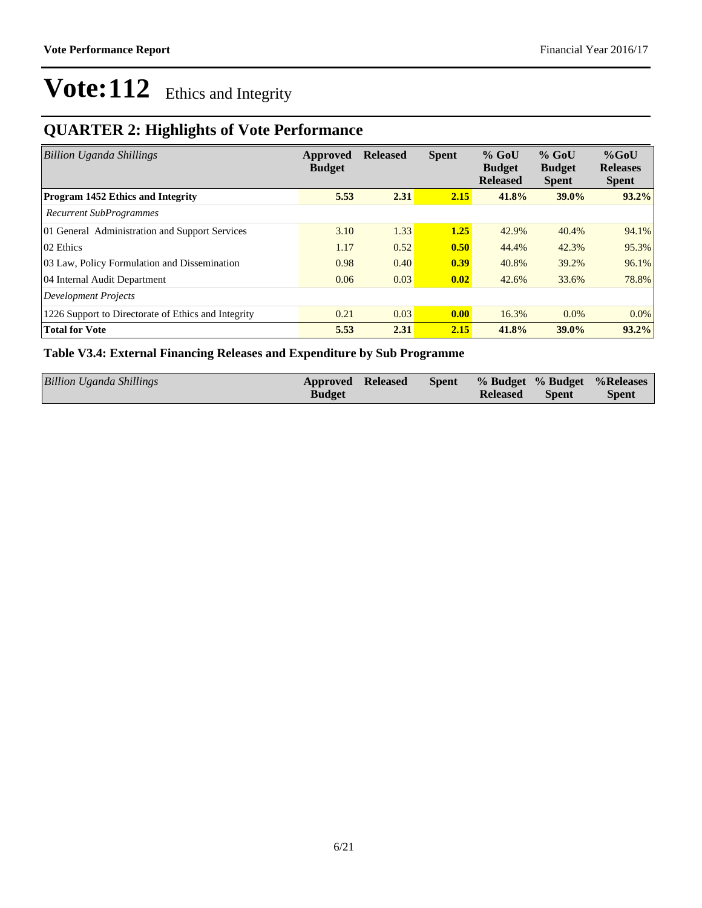# Vote:112 Ethics and Integrity

## QUARTER 2: Highlights of Vote Performance

| *Billion Uganda Shillings* | Approved Budget | Released | Spent | % GoU Budget Released | % GoU Budget Spent | %GoU Releases Spent |
|---|---|---|---|---|---|---|
| **Program 1452 Ethics and Integrity** | **5.53** | **2.31** | **2.15** | **41.8%** | **39.0%** | **93.2%** |
| *Recurrent SubProgrammes* | | | | | | |
| 01 General Administration and Support Services | 3.10 | 1.33 | **1.25** | 42.9% | 40.4% | 94.1% |
| 02 Ethics | 1.17 | 0.52 | **0.50** | 44.4% | 42.3% | 95.3% |
| 03 Law, Policy Formulation and Dissemination | 0.98 | 0.40 | **0.39** | 40.8% | 39.2% | 96.1% |
| 04 Internal Audit Department | 0.06 | 0.03 | **0.02** | 42.6% | 33.6% | 78.8% |
| *Development Projects* | | | | | | |
| 1226 Support to Directorate of Ethics and Integrity | 0.21 | 0.03 | **0.00** | 16.3% | 0.0% | 0.0% |
| **Total for Vote** | **5.53** | **2.31** | **2.15** | **41.8%** | **39.0%** | **93.2%** |

**Table V3.4: External Financing Releases and Expenditure by Sub Programme**

| *Billion Uganda Shillings* | Approved Budget | Released | Spent | % Budget Released | % Budget Spent | %Releases Spent |
|---|---|---|---|---|---|---|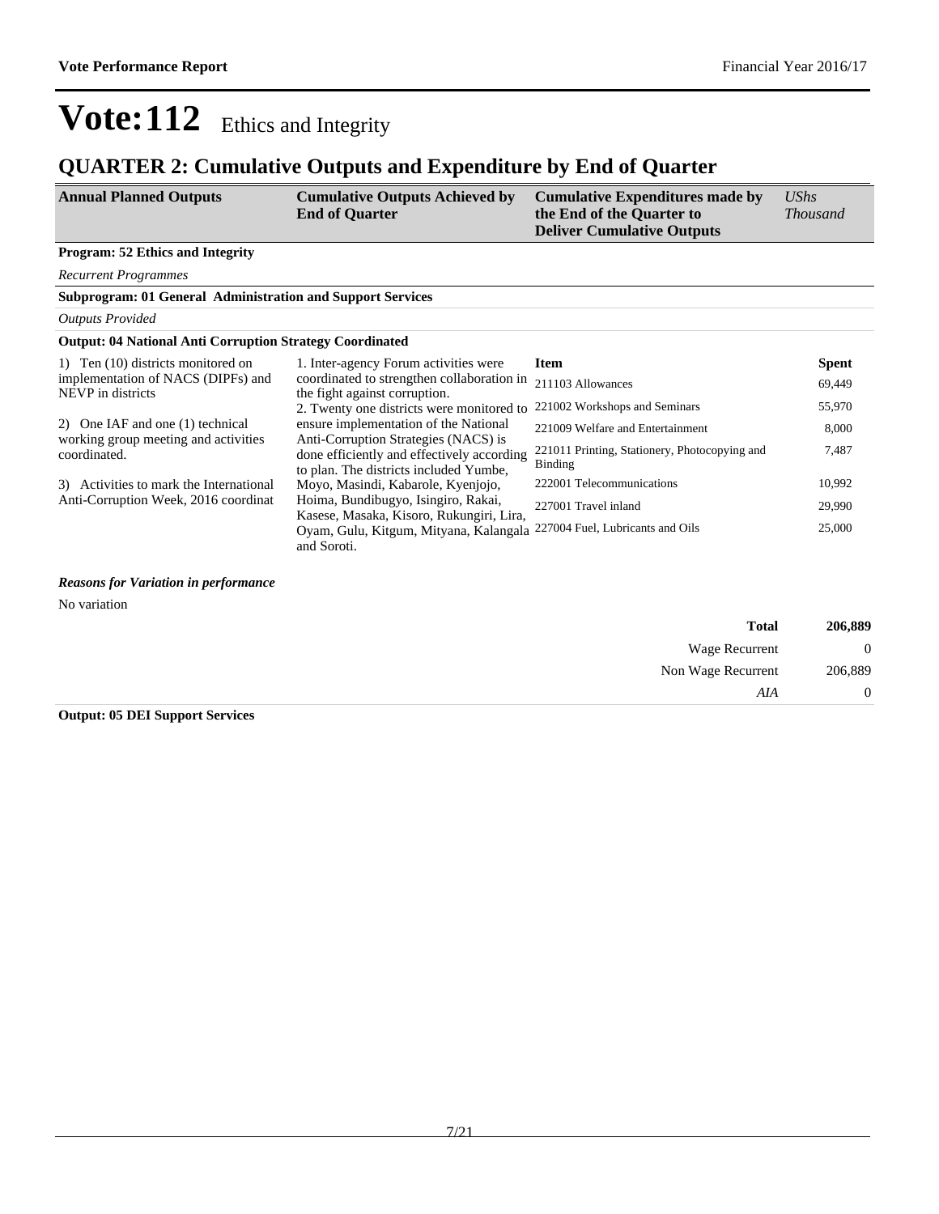# Vote:112 Ethics and Integrity

## QUARTER 2: Cumulative Outputs and Expenditure by End of Quarter

| Annual Planned Outputs | Cumulative Outputs Achieved by End of Quarter | Cumulative Expenditures made by the End of the Quarter to Deliver Cumulative Outputs | *UShs Thousand* |
|---|---|---|---|

**Program: 52 Ethics and Integrity**

*Recurrent Programmes*

**Subprogram: 01 General Administration and Support Services**

*Outputs Provided*

**Output: 04 National Anti Corruption Strategy Coordinated**

| Annual Planned Outputs | Cumulative Outputs Achieved by End of Quarter | Item | Spent |
|---|---|---|---|
| 1) Ten (10) districts monitored on implementation of NACS (DIPFs) and NEVP in districts<br><br>2) One IAF and one (1) technical working group meeting and activities coordinated.<br><br>3) Activities to mark the International Anti-Corruption Week, 2016 coordinat | 1. Inter-agency Forum activities were coordinated to strengthen collaboration in the fight against corruption.<br>2. Twenty one districts were monitored to ensure implementation of the National Anti-Corruption Strategies (NACS) is done efficiently and effectively according to plan. The districts included Yumbe, Moyo, Masindi, Kabarole, Kyenjojo, Hoima, Bundibugyo, Isingiro, Rakai, Kasese, Masaka, Kisoro, Rukungiri, Lira, Oyam, Gulu, Kitgum, Mityana, Kalangala and Soroti. | 211103 Allowances | 69,449 |
| | | 221002 Workshops and Seminars | 55,970 |
| | | 221009 Welfare and Entertainment | 8,000 |
| | | 221011 Printing, Stationery, Photocopying and Binding | 7,487 |
| | | 222001 Telecommunications | 10,992 |
| | | 227001 Travel inland | 29,990 |
| | | 227004 Fuel, Lubricants and Oils | 25,000 |

***Reasons for Variation in performance***

No variation

| | |
|---|---|
| **Total** | **206,889** |
| Wage Recurrent | 0 |
| Non Wage Recurrent | 206,889 |
| *AIA* | 0 |

**Output: 05 DEI Support Services**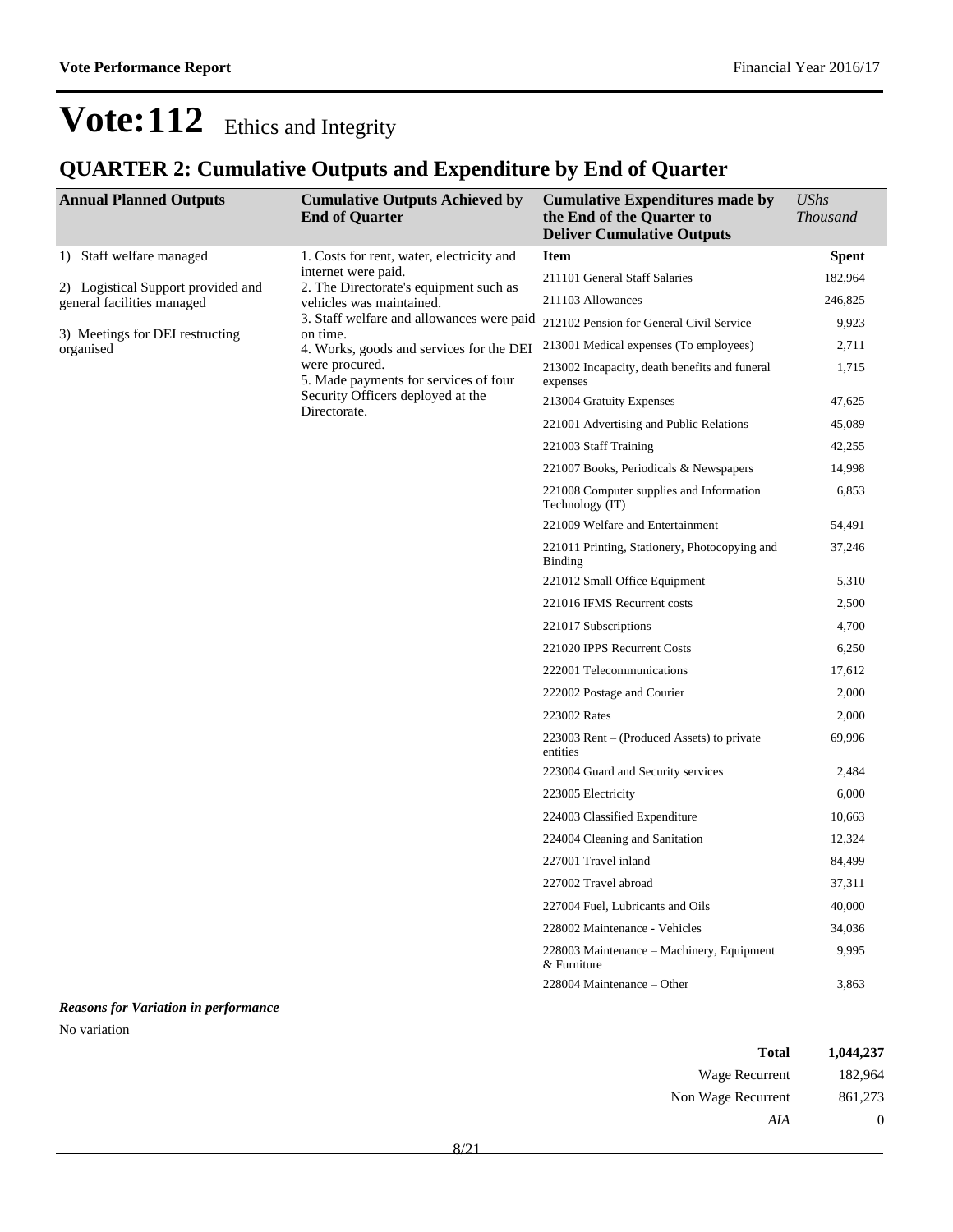# Vote:112 Ethics and Integrity

## QUARTER 2: Cumulative Outputs and Expenditure by End of Quarter

| Annual Planned Outputs | Cumulative Outputs Achieved by End of Quarter | Cumulative Expenditures made by the End of the Quarter to Deliver Cumulative Outputs | *UShs Thousand* |
|---|---|---|---|
| 1) Staff welfare managed<br><br>2) Logistical Support provided and general facilities managed<br><br>3) Meetings for DEI restructing organised | 1. Costs for rent, water, electricity and internet were paid.<br>2. The Directorate's equipment such as vehicles was maintained.<br>3. Staff welfare and allowances were paid on time.<br>4. Works, goods and services for the DEI were procured.<br>5. Made payments for services of four Security Officers deployed at the Directorate. | **Item** | **Spent** |
| | | 211101 General Staff Salaries | 182,964 |
| | | 211103 Allowances | 246,825 |
| | | 212102 Pension for General Civil Service | 9,923 |
| | | 213001 Medical expenses (To employees) | 2,711 |
| | | 213002 Incapacity, death benefits and funeral expenses | 1,715 |
| | | 213004 Gratuity Expenses | 47,625 |
| | | 221001 Advertising and Public Relations | 45,089 |
| | | 221003 Staff Training | 42,255 |
| | | 221007 Books, Periodicals & Newspapers | 14,998 |
| | | 221008 Computer supplies and Information Technology (IT) | 6,853 |
| | | 221009 Welfare and Entertainment | 54,491 |
| | | 221011 Printing, Stationery, Photocopying and Binding | 37,246 |
| | | 221012 Small Office Equipment | 5,310 |
| | | 221016 IFMS Recurrent costs | 2,500 |
| | | 221017 Subscriptions | 4,700 |
| | | 221020 IPPS Recurrent Costs | 6,250 |
| | | 222001 Telecommunications | 17,612 |
| | | 222002 Postage and Courier | 2,000 |
| | | 223002 Rates | 2,000 |
| | | 223003 Rent – (Produced Assets) to private entities | 69,996 |
| | | 223004 Guard and Security services | 2,484 |
| | | 223005 Electricity | 6,000 |
| | | 224003 Classified Expenditure | 10,663 |
| | | 224004 Cleaning and Sanitation | 12,324 |
| | | 227001 Travel inland | 84,499 |
| | | 227002 Travel abroad | 37,311 |
| | | 227004 Fuel, Lubricants and Oils | 40,000 |
| | | 228002 Maintenance - Vehicles | 34,036 |
| | | 228003 Maintenance – Machinery, Equipment & Furniture | 9,995 |
| | | 228004 Maintenance – Other | 3,863 |

***Reasons for Variation in performance***

No variation

| | |
|---|---|
| **Total** | **1,044,237** |
| Wage Recurrent | 182,964 |
| Non Wage Recurrent | 861,273 |
| *AIA* | 0 |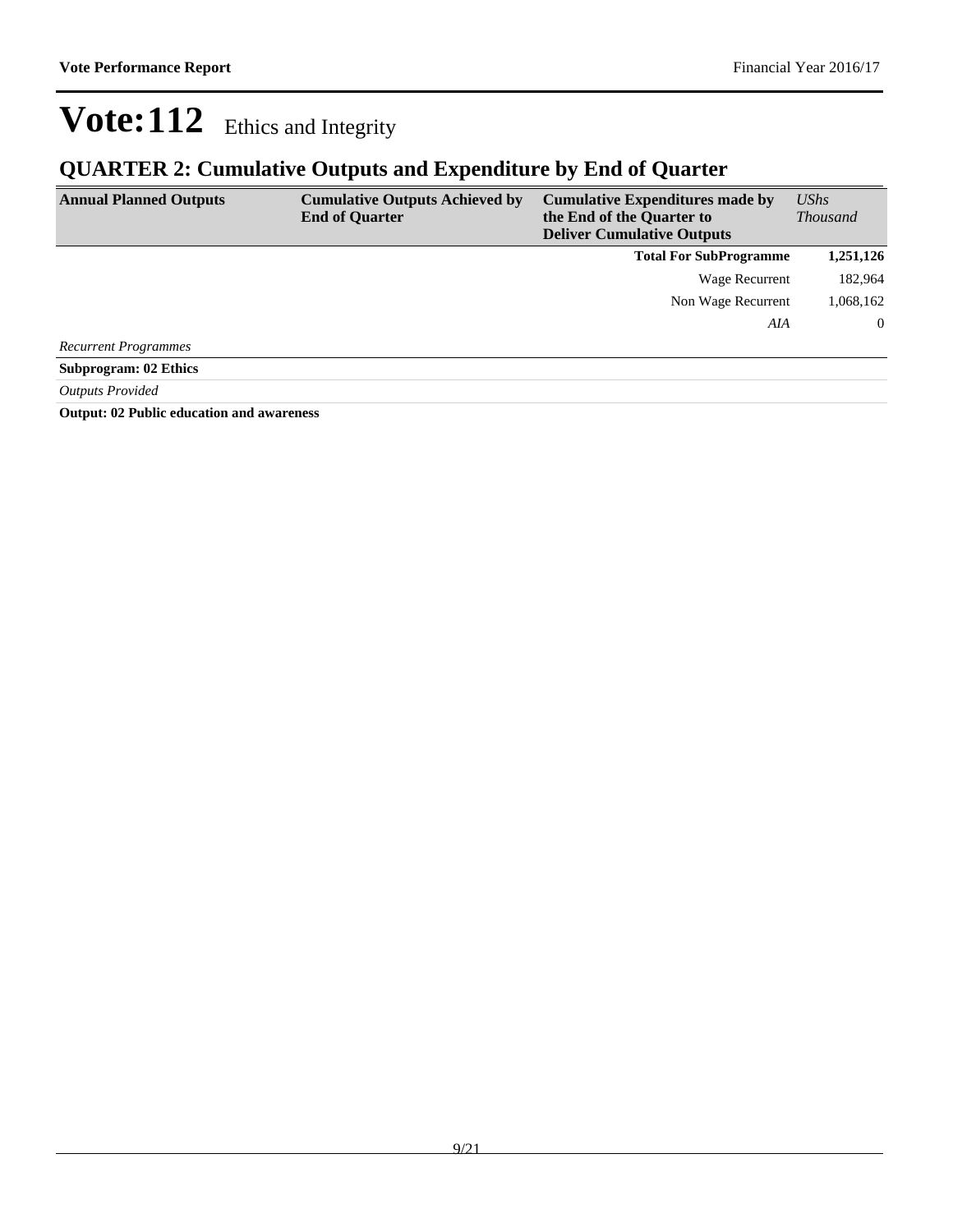# Vote:112 Ethics and Integrity

## QUARTER 2: Cumulative Outputs and Expenditure by End of Quarter

| Annual Planned Outputs | Cumulative Outputs Achieved by End of Quarter | Cumulative Expenditures made by the End of the Quarter to Deliver Cumulative Outputs | *UShs Thousand* |
|---|---|---|---|
| | | **Total For SubProgramme** | **1,251,126** |
| | | Wage Recurrent | 182,964 |
| | | Non Wage Recurrent | 1,068,162 |
| | | *AIA* | 0 |

*Recurrent Programmes*

**Subprogram: 02 Ethics**

*Outputs Provided*

**Output: 02 Public education and awareness**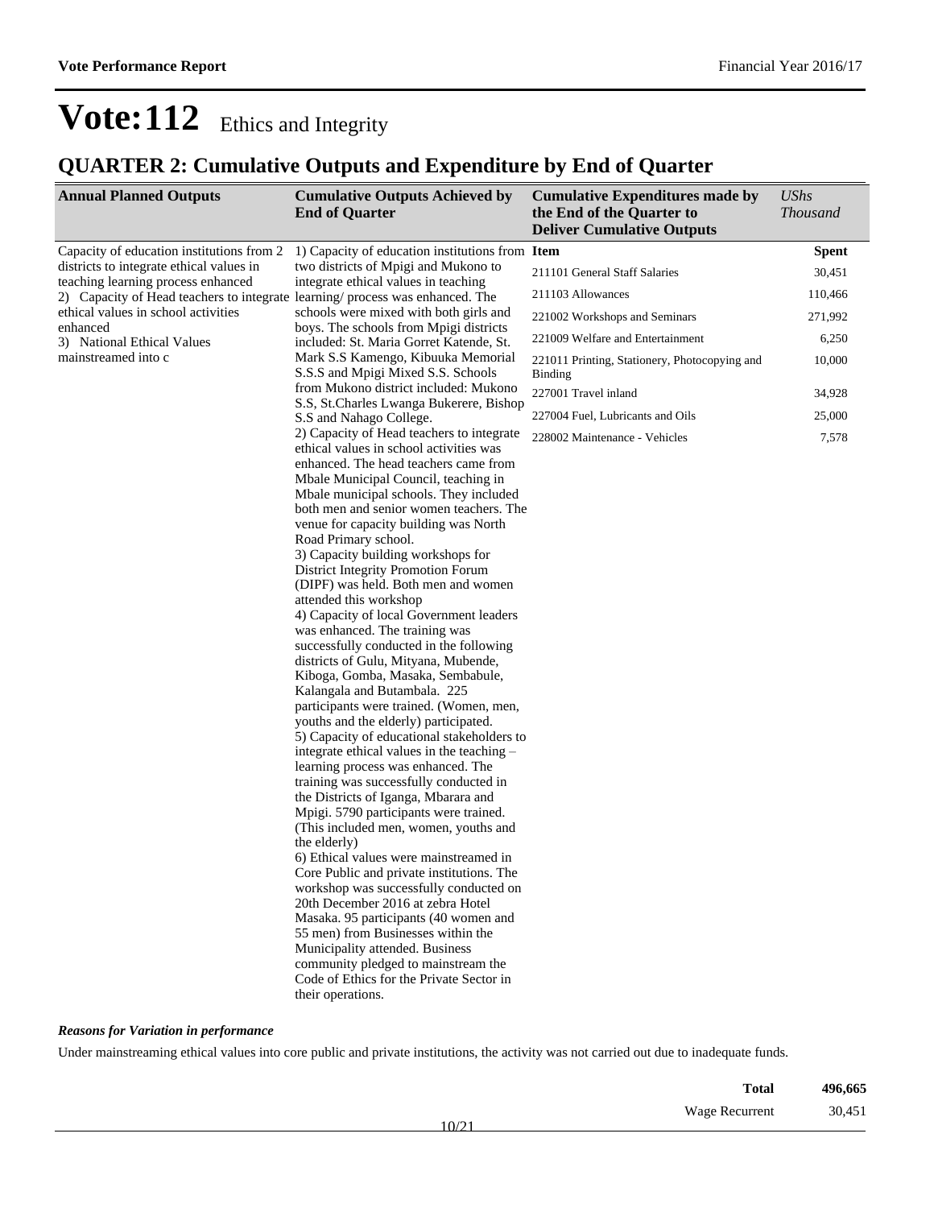# Vote:112 Ethics and Integrity

## QUARTER 2: Cumulative Outputs and Expenditure by End of Quarter

| Annual Planned Outputs | Cumulative Outputs Achieved by End of Quarter | Cumulative Expenditures made by the End of the Quarter to Deliver Cumulative Outputs | *UShs Thousand* |
|---|---|---|---|
| Capacity of education institutions from 2 districts to integrate ethical values in teaching learning process enhanced<br>2) Capacity of Head teachers to integrate ethical values in school activities enhanced<br>3) National Ethical Values mainstreamed into c | 1) Capacity of education institutions from two districts of Mpigi and Mukono to integrate ethical values in teaching learning/ process was enhanced. The schools were mixed with both girls and boys. The schools from Mpigi districts included: St. Maria Gorret Katende, St. Mark S.S Kamengo, Kibuuka Memorial S.S.S and Mpigi Mixed S.S. Schools from Mukono district included: Mukono S.S, St.Charles Lwanga Bukerere, Bishop S.S and Nahago College.<br>2) Capacity of Head teachers to integrate ethical values in school activities was enhanced. The head teachers came from Mbale Municipal Council, teaching in Mbale municipal schools. They included both men and senior women teachers. The venue for capacity building was North Road Primary school.<br>3) Capacity building workshops for District Integrity Promotion Forum (DIPF) was held. Both men and women attended this workshop<br>4) Capacity of local Government leaders was enhanced. The training was successfully conducted in the following districts of Gulu, Mityana, Mubende, Kiboga, Gomba, Masaka, Sembabule, Kalangala and Butambala. 225 participants were trained. (Women, men, youths and the elderly) participated.<br>5) Capacity of educational stakeholders to integrate ethical values in the teaching – learning process was enhanced. The training was successfully conducted in the Districts of Iganga, Mbarara and Mpigi. 5790 participants were trained. (This included men, women, youths and the elderly)<br>6) Ethical values were mainstreamed in Core Public and private institutions. The workshop was successfully conducted on 20th December 2016 at zebra Hotel Masaka. 95 participants (40 women and 55 men) from Businesses within the Municipality attended. Business community pledged to mainstream the Code of Ethics for the Private Sector in their operations. | **Item** | **Spent** |
| | | 211101 General Staff Salaries | 30,451 |
| | | 211103 Allowances | 110,466 |
| | | 221002 Workshops and Seminars | 271,992 |
| | | 221009 Welfare and Entertainment | 6,250 |
| | | 221011 Printing, Stationery, Photocopying and Binding | 10,000 |
| | | 227001 Travel inland | 34,928 |
| | | 227004 Fuel, Lubricants and Oils | 25,000 |
| | | 228002 Maintenance - Vehicles | 7,578 |

***Reasons for Variation in performance***

Under mainstreaming ethical values into core public and private institutions, the activity was not carried out due to inadequate funds.

| | |
|---|---|
| **Total** | **496,665** |
| Wage Recurrent | 30,451 |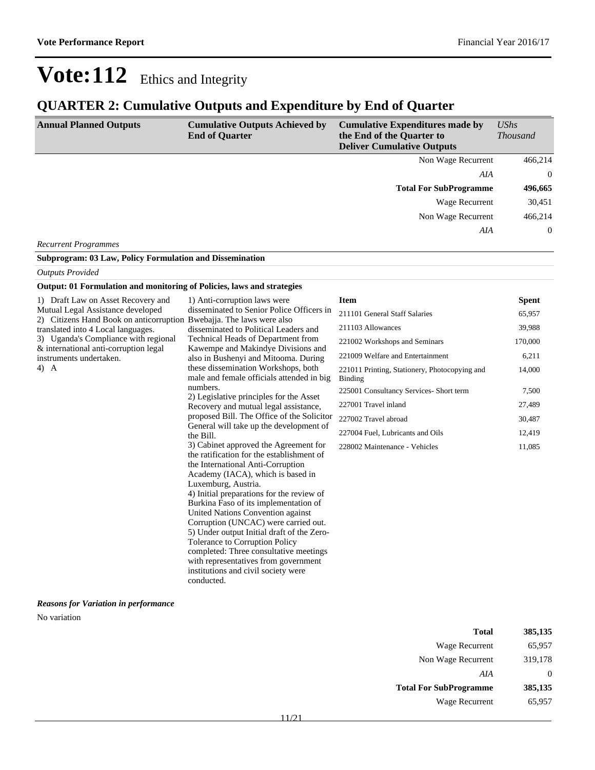# Vote:112 Ethics and Integrity

## QUARTER 2: Cumulative Outputs and Expenditure by End of Quarter

| Annual Planned Outputs | Cumulative Outputs Achieved by End of Quarter | Cumulative Expenditures made by the End of the Quarter to Deliver Cumulative Outputs | *UShs Thousand* |
|---|---|---|---|
| | | Non Wage Recurrent | 466,214 |
| | | *AIA* | 0 |
| | | **Total For SubProgramme** | **496,665** |
| | | Wage Recurrent | 30,451 |
| | | Non Wage Recurrent | 466,214 |
| | | *AIA* | 0 |

*Recurrent Programmes*

**Subprogram: 03 Law, Policy Formulation and Dissemination**

*Outputs Provided*

**Output: 01 Formulation and monitoring of Policies, laws and strategies**

**Annual Planned Outputs:**

1) Draft Law on Asset Recovery and Mutual Legal Assistance developed
2) Citizens Hand Book on anticorruption translated into 4 Local languages.
3) Uganda's Compliance with regional & international anti-corruption legal instruments undertaken.
4) A

**Cumulative Outputs Achieved by End of Quarter:**

1) Anti-corruption laws were disseminated to Senior Police Officers in Bwebajja. The laws were also disseminated to Political Leaders and Technical Heads of Department from Kawempe and Makindye Divisions and also in Bushenyi and Mitooma. During these dissemination Workshops, both male and female officials attended in big numbers.
2) Legislative principles for the Asset Recovery and mutual legal assistance, proposed Bill. The Office of the Solicitor General will take up the development of the Bill.
3) Cabinet approved the Agreement for the ratification for the establishment of the International Anti-Corruption Academy (IACA), which is based in Luxemburg, Austria.
4) Initial preparations for the review of Burkina Faso of its implementation of United Nations Convention against Corruption (UNCAC) were carried out.
5) Under output Initial draft of the Zero-Tolerance to Corruption Policy completed: Three consultative meetings with representatives from government institutions and civil society were conducted.

| Item | Spent |
|---|---|
| 211101 General Staff Salaries | 65,957 |
| 211103 Allowances | 39,988 |
| 221002 Workshops and Seminars | 170,000 |
| 221009 Welfare and Entertainment | 6,211 |
| 221011 Printing, Stationery, Photocopying and Binding | 14,000 |
| 225001 Consultancy Services- Short term | 7,500 |
| 227001 Travel inland | 27,489 |
| 227002 Travel abroad | 30,487 |
| 227004 Fuel, Lubricants and Oils | 12,419 |
| 228002 Maintenance - Vehicles | 11,085 |

***Reasons for Variation in performance***

No variation

| | |
|---|---|
| **Total** | **385,135** |
| Wage Recurrent | 65,957 |
| Non Wage Recurrent | 319,178 |
| *AIA* | 0 |
| **Total For SubProgramme** | **385,135** |
| Wage Recurrent | 65,957 |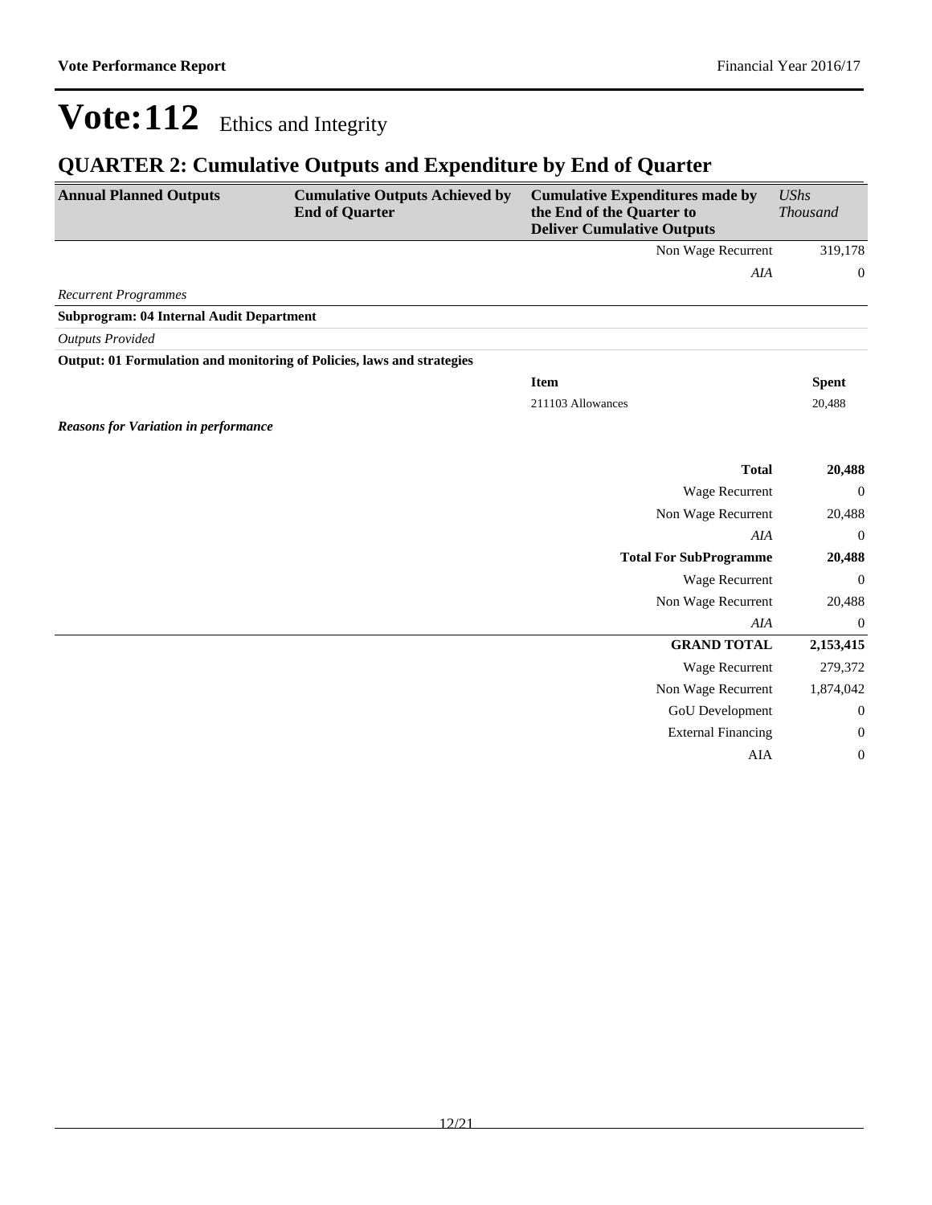# Vote:112 Ethics and Integrity

## QUARTER 2: Cumulative Outputs and Expenditure by End of Quarter

| Annual Planned Outputs | Cumulative Outputs Achieved by End of Quarter | Cumulative Expenditures made by the End of the Quarter to Deliver Cumulative Outputs | *UShs Thousand* |
|---|---|---|---|
| | | Non Wage Recurrent | 319,178 |
| | | *AIA* | 0 |
| *Recurrent Programmes* | | | |
| **Subprogram: 04 Internal Audit Department** | | | |
| *Outputs Provided* | | | |
| **Output: 01 Formulation and monitoring of Policies, laws and strategies** | | | |
| | | **Item** | **Spent** |
| | | 211103 Allowances | 20,488 |
| ***Reasons for Variation in performance*** | | | |
| | | **Total** | **20,488** |
| | | Wage Recurrent | 0 |
| | | Non Wage Recurrent | 20,488 |
| | | *AIA* | 0 |
| | | **Total For SubProgramme** | **20,488** |
| | | Wage Recurrent | 0 |
| | | Non Wage Recurrent | 20,488 |
| | | *AIA* | 0 |
| | | **GRAND TOTAL** | **2,153,415** |
| | | Wage Recurrent | 279,372 |
| | | Non Wage Recurrent | 1,874,042 |
| | | GoU Development | 0 |
| | | External Financing | 0 |
| | | AIA | 0 |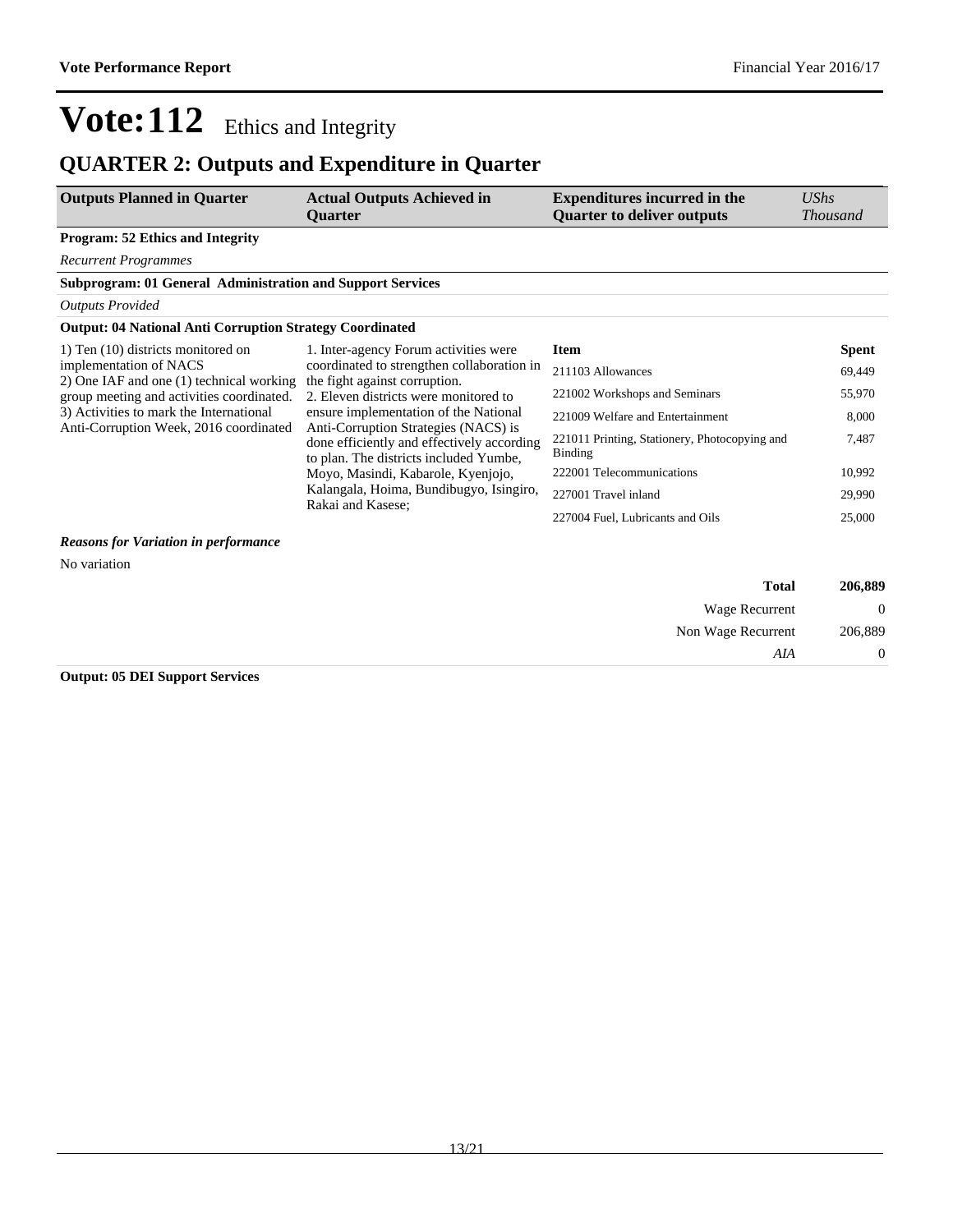# Vote:112 Ethics and Integrity

## QUARTER 2: Outputs and Expenditure in Quarter

| Outputs Planned in Quarter | Actual Outputs Achieved in Quarter | Expenditures incurred in the Quarter to deliver outputs | *UShs Thousand* |
|---|---|---|---|

**Program: 52 Ethics and Integrity**

*Recurrent Programmes*

**Subprogram: 01 General Administration and Support Services**

*Outputs Provided*

**Output: 04 National Anti Corruption Strategy Coordinated**

| Outputs Planned in Quarter | Actual Outputs Achieved in Quarter | Item | Spent |
|---|---|---|---|
| 1) Ten (10) districts monitored on implementation of NACS<br>2) One IAF and one (1) technical working group meeting and activities coordinated.<br>3) Activities to mark the International Anti-Corruption Week, 2016 coordinated | 1. Inter-agency Forum activities were coordinated to strengthen collaboration in the fight against corruption.<br>2. Eleven districts were monitored to ensure implementation of the National Anti-Corruption Strategies (NACS) is done efficiently and effectively according to plan. The districts included Yumbe, Moyo, Masindi, Kabarole, Kyenjojo, Kalangala, Hoima, Bundibugyo, Isingiro, Rakai and Kasese; | 211103 Allowances | 69,449 |
| | | 221002 Workshops and Seminars | 55,970 |
| | | 221009 Welfare and Entertainment | 8,000 |
| | | 221011 Printing, Stationery, Photocopying and Binding | 7,487 |
| | | 222001 Telecommunications | 10,992 |
| | | 227001 Travel inland | 29,990 |
| | | 227004 Fuel, Lubricants and Oils | 25,000 |

***Reasons for Variation in performance***

No variation

| | |
|---|---|
| **Total** | **206,889** |
| Wage Recurrent | 0 |
| Non Wage Recurrent | 206,889 |
| *AIA* | 0 |

**Output: 05 DEI Support Services**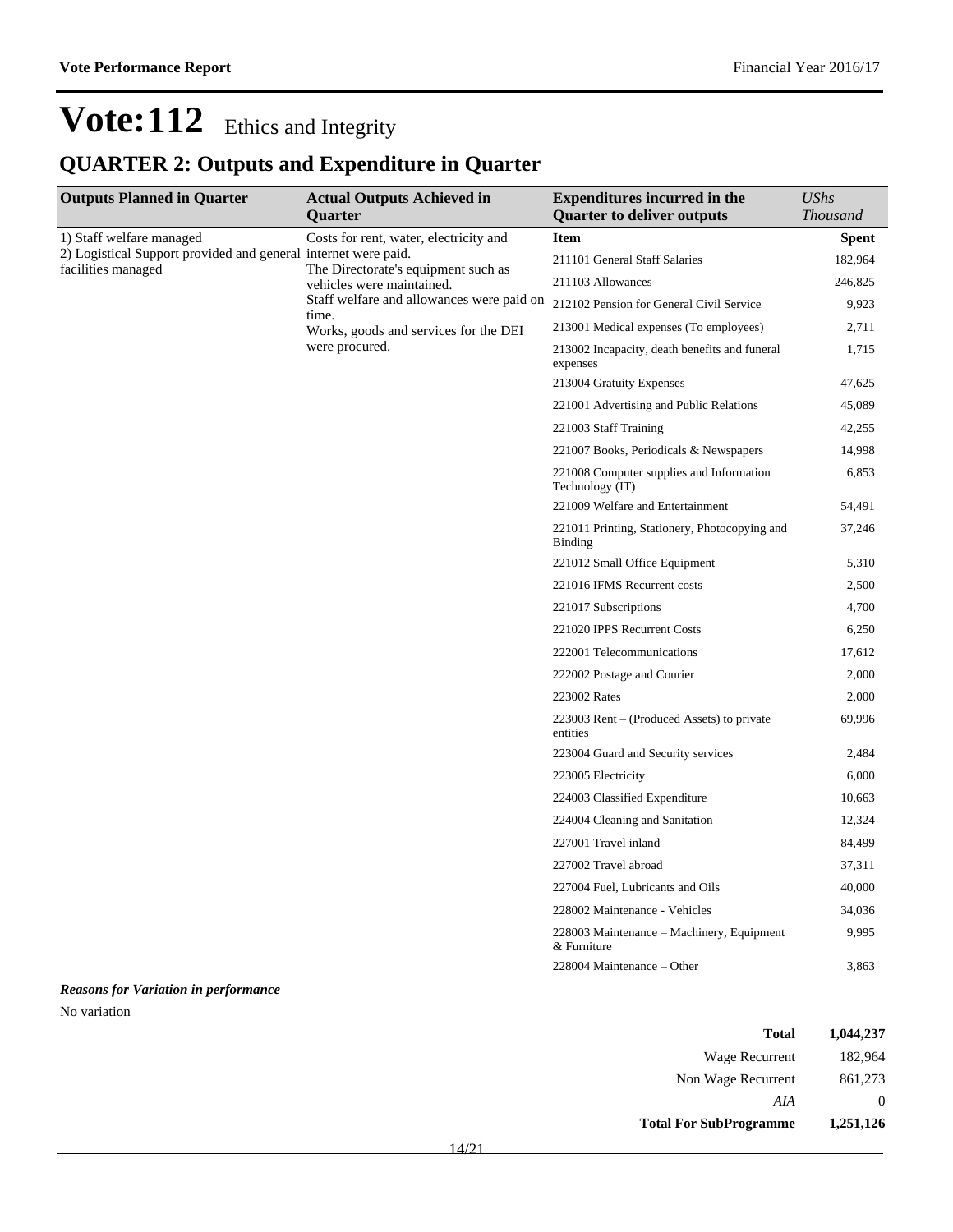# Vote:112 Ethics and Integrity

## QUARTER 2: Outputs and Expenditure in Quarter

| Outputs Planned in Quarter | Actual Outputs Achieved in Quarter | Expenditures incurred in the Quarter to deliver outputs | *UShs Thousand* |
|---|---|---|---|
| 1) Staff welfare managed<br>2) Logistical Support provided and general facilities managed | Costs for rent, water, electricity and internet were paid.<br>The Directorate's equipment such as vehicles were maintained.<br>Staff welfare and allowances were paid on time.<br>Works, goods and services for the DEI were procured. | **Item** | **Spent** |
| | | 211101 General Staff Salaries | 182,964 |
| | | 211103 Allowances | 246,825 |
| | | 212102 Pension for General Civil Service | 9,923 |
| | | 213001 Medical expenses (To employees) | 2,711 |
| | | 213002 Incapacity, death benefits and funeral expenses | 1,715 |
| | | 213004 Gratuity Expenses | 47,625 |
| | | 221001 Advertising and Public Relations | 45,089 |
| | | 221003 Staff Training | 42,255 |
| | | 221007 Books, Periodicals & Newspapers | 14,998 |
| | | 221008 Computer supplies and Information Technology (IT) | 6,853 |
| | | 221009 Welfare and Entertainment | 54,491 |
| | | 221011 Printing, Stationery, Photocopying and Binding | 37,246 |
| | | 221012 Small Office Equipment | 5,310 |
| | | 221016 IFMS Recurrent costs | 2,500 |
| | | 221017 Subscriptions | 4,700 |
| | | 221020 IPPS Recurrent Costs | 6,250 |
| | | 222001 Telecommunications | 17,612 |
| | | 222002 Postage and Courier | 2,000 |
| | | 223002 Rates | 2,000 |
| | | 223003 Rent – (Produced Assets) to private entities | 69,996 |
| | | 223004 Guard and Security services | 2,484 |
| | | 223005 Electricity | 6,000 |
| | | 224003 Classified Expenditure | 10,663 |
| | | 224004 Cleaning and Sanitation | 12,324 |
| | | 227001 Travel inland | 84,499 |
| | | 227002 Travel abroad | 37,311 |
| | | 227004 Fuel, Lubricants and Oils | 40,000 |
| | | 228002 Maintenance - Vehicles | 34,036 |
| | | 228003 Maintenance – Machinery, Equipment & Furniture | 9,995 |
| | | 228004 Maintenance – Other | 3,863 |

***Reasons for Variation in performance***

No variation

| | |
|---|---|
| **Total** | **1,044,237** |
| Wage Recurrent | 182,964 |
| Non Wage Recurrent | 861,273 |
| *AIA* | 0 |
| **Total For SubProgramme** | **1,251,126** |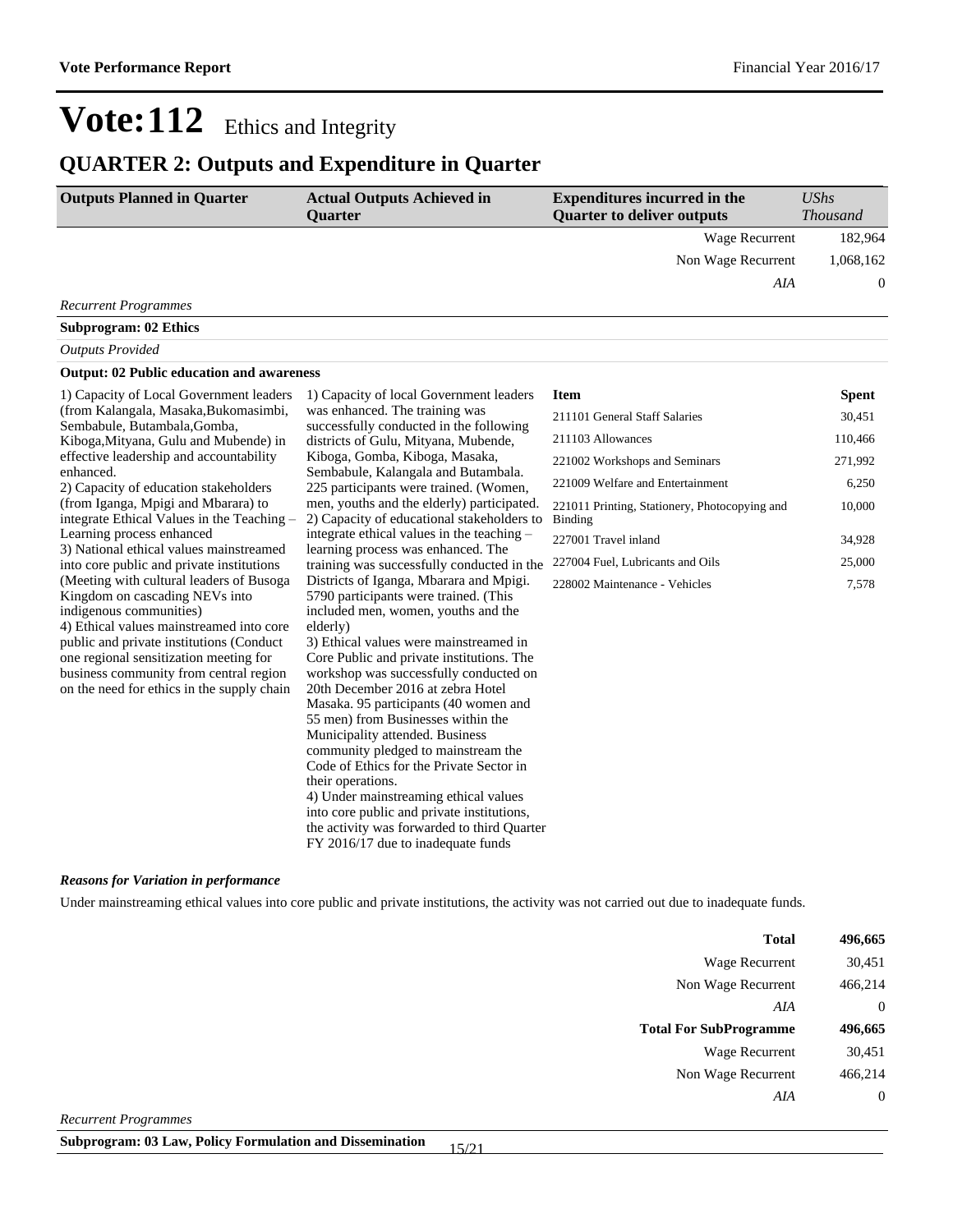# Vote:112 Ethics and Integrity

## QUARTER 2: Outputs and Expenditure in Quarter

| Outputs Planned in Quarter | Actual Outputs Achieved in Quarter | Expenditures incurred in the Quarter to deliver outputs | *UShs Thousand* |
|---|---|---|---|
| | | Wage Recurrent | 182,964 |
| | | Non Wage Recurrent | 1,068,162 |
| | | *AIA* | 0 |

*Recurrent Programmes*

**Subprogram: 02 Ethics**

*Outputs Provided*

**Output: 02 Public education and awareness**

**Outputs Planned in Quarter:**

1) Capacity of Local Government leaders (from Kalangala, Masaka,Bukomasimbi, Sembabule, Butambala,Gomba, Kiboga,Mityana, Gulu and Mubende) in effective leadership and accountability enhanced.
2) Capacity of education stakeholders (from Iganga, Mpigi and Mbarara) to integrate Ethical Values in the Teaching – Learning process enhanced
3) National ethical values mainstreamed into core public and private institutions (Meeting with cultural leaders of Busoga Kingdom on cascading NEVs into indigenous communities)
4) Ethical values mainstreamed into core public and private institutions (Conduct one regional sensitization meeting for business community from central region on the need for ethics in the supply chain

**Actual Outputs Achieved in Quarter:**

1) Capacity of local Government leaders was enhanced. The training was successfully conducted in the following districts of Gulu, Mityana, Mubende, Kiboga, Gomba, Kiboga, Masaka, Sembabule, Kalangala and Butambala. 225 participants were trained. (Women, men, youths and the elderly) participated.
2) Capacity of educational stakeholders to integrate ethical values in the teaching – learning process was enhanced. The training was successfully conducted in the Districts of Iganga, Mbarara and Mpigi. 5790 participants were trained. (This included men, women, youths and the elderly)
3) Ethical values were mainstreamed in Core Public and private institutions. The workshop was successfully conducted on 20th December 2016 at zebra Hotel Masaka. 95 participants (40 women and 55 men) from Businesses within the Municipality attended. Business community pledged to mainstream the Code of Ethics for the Private Sector in their operations.
4) Under mainstreaming ethical values into core public and private institutions, the activity was forwarded to third Quarter FY 2016/17 due to inadequate funds

| Item | Spent |
|---|---|
| 211101 General Staff Salaries | 30,451 |
| 211103 Allowances | 110,466 |
| 221002 Workshops and Seminars | 271,992 |
| 221009 Welfare and Entertainment | 6,250 |
| 221011 Printing, Stationery, Photocopying and Binding | 10,000 |
| 227001 Travel inland | 34,928 |
| 227004 Fuel, Lubricants and Oils | 25,000 |
| 228002 Maintenance - Vehicles | 7,578 |

***Reasons for Variation in performance***

Under mainstreaming ethical values into core public and private institutions, the activity was not carried out due to inadequate funds.

| | |
|---|---|
| **Total** | **496,665** |
| Wage Recurrent | 30,451 |
| Non Wage Recurrent | 466,214 |
| *AIA* | 0 |
| **Total For SubProgramme** | **496,665** |
| Wage Recurrent | 30,451 |
| Non Wage Recurrent | 466,214 |
| *AIA* | 0 |

*Recurrent Programmes*

**Subprogram: 03 Law, Policy Formulation and Dissemination**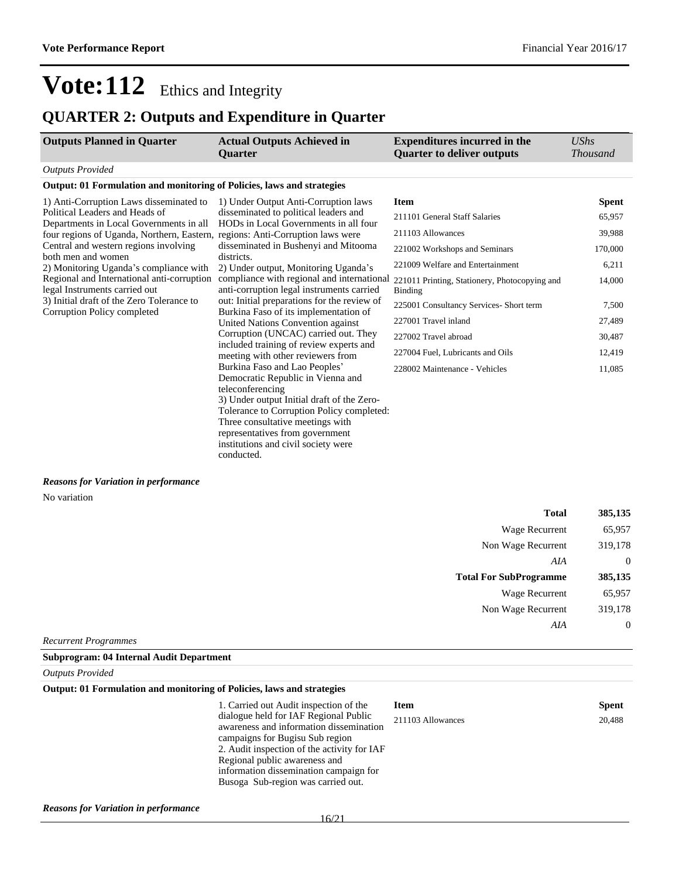# Vote:112 Ethics and Integrity

## QUARTER 2: Outputs and Expenditure in Quarter

| Outputs Planned in Quarter | Actual Outputs Achieved in Quarter | Expenditures incurred in the Quarter to deliver outputs | *UShs Thousand* |
|---|---|---|---|
| *Outputs Provided* | | | |
| **Output: 01 Formulation and monitoring of Policies, laws and strategies** | | | |
| 1) Anti-Corruption Laws disseminated to Political Leaders and Heads of Departments in Local Governments in all four regions of Uganda, Northern, Eastern, Central and western regions involving both men and women<br>2) Monitoring Uganda's compliance with Regional and International anti-corruption legal Instruments carried out<br>3) Initial draft of the Zero Tolerance to Corruption Policy completed | 1) Under Output Anti-Corruption laws disseminated to political leaders and HODs in Local Governments in all four regions: Anti-Corruption laws were disseminated in Bushenyi and Mitooma districts.<br>2) Under output, Monitoring Uganda's compliance with regional and international anti-corruption legal instruments carried out: Initial preparations for the review of Burkina Faso of its implementation of United Nations Convention against Corruption (UNCAC) carried out. They included training of review experts and meeting with other reviewers from Burkina Faso and Lao Peoples' Democratic Republic in Vienna and teleconferencing<br>3) Under output Initial draft of the Zero-Tolerance to Corruption Policy completed: Three consultative meetings with representatives from government institutions and civil society were conducted. | **Item** | **Spent** |
| | | 211101 General Staff Salaries | 65,957 |
| | | 211103 Allowances | 39,988 |
| | | 221002 Workshops and Seminars | 170,000 |
| | | 221009 Welfare and Entertainment | 6,211 |
| | | 221011 Printing, Stationery, Photocopying and Binding | 14,000 |
| | | 225001 Consultancy Services- Short term | 7,500 |
| | | 227001 Travel inland | 27,489 |
| | | 227002 Travel abroad | 30,487 |
| | | 227004 Fuel, Lubricants and Oils | 12,419 |
| | | 228002 Maintenance - Vehicles | 11,085 |

***Reasons for Variation in performance***

No variation

| | |
|---|---|
| **Total** | **385,135** |
| Wage Recurrent | 65,957 |
| Non Wage Recurrent | 319,178 |
| *AIA* | 0 |
| **Total For SubProgramme** | **385,135** |
| Wage Recurrent | 65,957 |
| Non Wage Recurrent | 319,178 |
| *AIA* | 0 |

*Recurrent Programmes*

**Subprogram: 04 Internal Audit Department**

*Outputs Provided*

| Outputs Planned in Quarter | Actual Outputs Achieved in Quarter | Expenditures incurred in the Quarter to deliver outputs | *UShs Thousand* |
|---|---|---|---|
| **Output: 01 Formulation and monitoring of Policies, laws and strategies** | | | |
| | 1. Carried out Audit inspection of the dialogue held for IAF Regional Public awareness and information dissemination campaigns for Bugisu Sub region<br>2. Audit inspection of the activity for IAF Regional public awareness and information dissemination campaign for Busoga Sub-region was carried out. | **Item** | **Spent** |
| | | 211103 Allowances | 20,488 |

***Reasons for Variation in performance***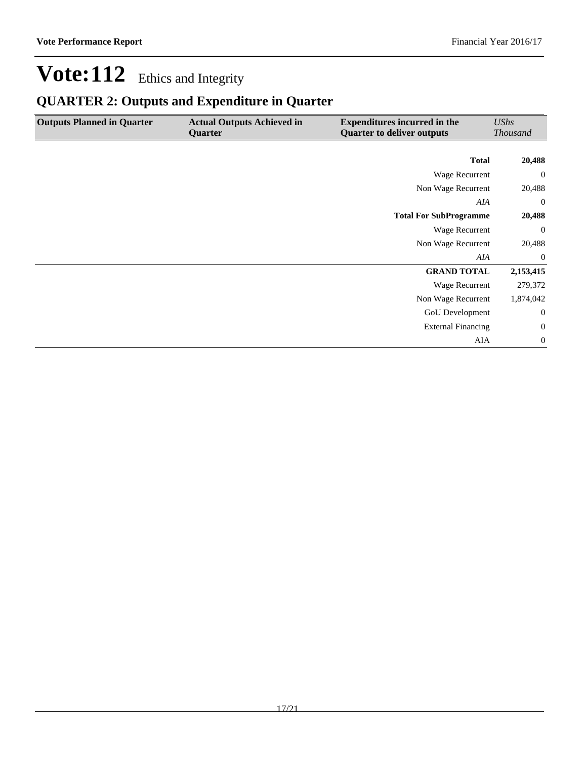# Vote:112 Ethics and Integrity

## QUARTER 2: Outputs and Expenditure in Quarter

| Outputs Planned in Quarter | Actual Outputs Achieved in Quarter | Expenditures incurred in the Quarter to deliver outputs | *UShs Thousand* |
|---|---|---|---|
| | | **Total** | **20,488** |
| | | Wage Recurrent | 0 |
| | | Non Wage Recurrent | 20,488 |
| | | *AIA* | 0 |
| | | **Total For SubProgramme** | **20,488** |
| | | Wage Recurrent | 0 |
| | | Non Wage Recurrent | 20,488 |
| | | *AIA* | 0 |
| | | **GRAND TOTAL** | **2,153,415** |
| | | Wage Recurrent | 279,372 |
| | | Non Wage Recurrent | 1,874,042 |
| | | GoU Development | 0 |
| | | External Financing | 0 |
| | | AIA | 0 |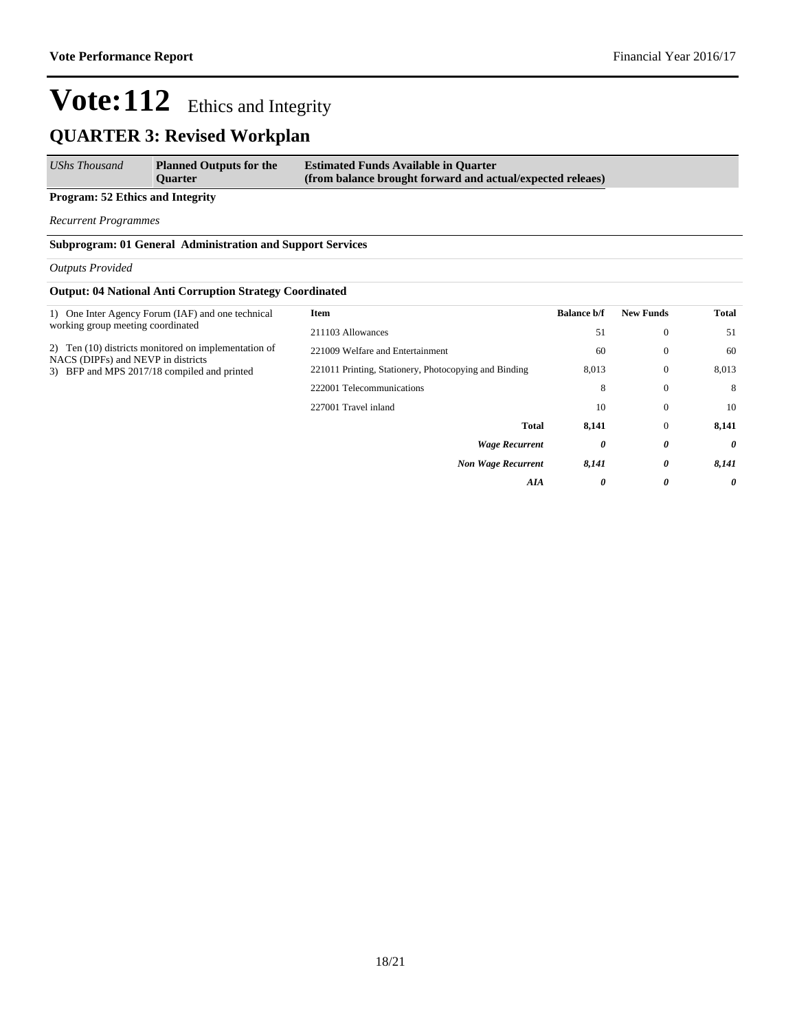# Vote:112 Ethics and Integrity

## QUARTER 3: Revised Workplan

| *UShs Thousand* | **Planned Outputs for the Quarter** | **Estimated Funds Available in Quarter (from balance brought forward and actual/expected releaes)** |
|---|---|---|

**Program: 52 Ethics and Integrity**

*Recurrent Programmes*

**Subprogram: 01 General Administration and Support Services**

*Outputs Provided*

**Output: 04 National Anti Corruption Strategy Coordinated**

1) One Inter Agency Forum (IAF) and one technical working group meeting coordinated

2) Ten (10) districts monitored on implementation of NACS (DIPFs) and NEVP in districts

3) BFP and MPS 2017/18 compiled and printed

| Item | Balance b/f | New Funds | Total |
|---|---|---|---|
| 211103 Allowances | 51 | 0 | 51 |
| 221009 Welfare and Entertainment | 60 | 0 | 60 |
| 221011 Printing, Stationery, Photocopying and Binding | 8,013 | 0 | 8,013 |
| 222001 Telecommunications | 8 | 0 | 8 |
| 227001 Travel inland | 10 | 0 | 10 |
| **Total** | **8,141** | 0 | **8,141** |
| ***Wage Recurrent*** | ***0*** | ***0*** | ***0*** |
| ***Non Wage Recurrent*** | ***8,141*** | ***0*** | ***8,141*** |
| ***AIA*** | ***0*** | ***0*** | ***0*** |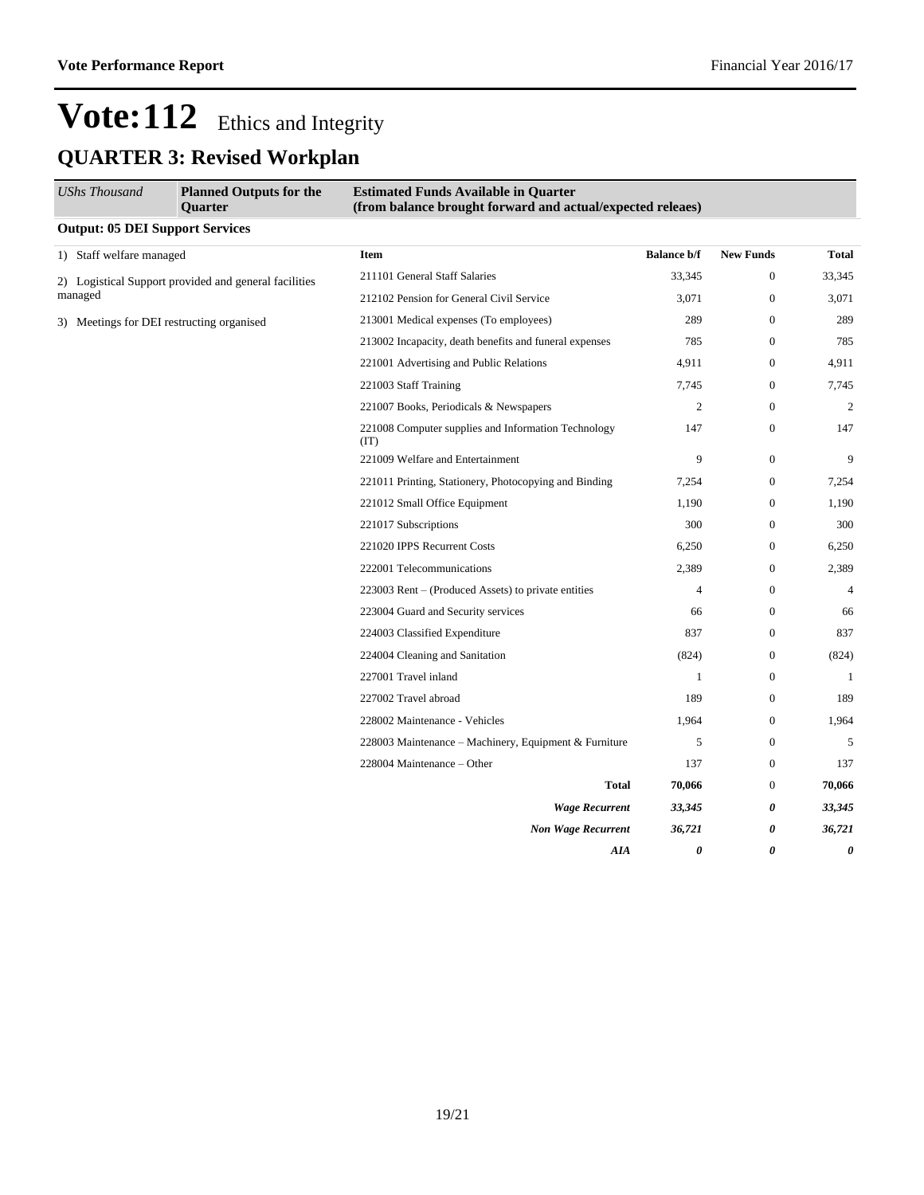# Vote:112 Ethics and Integrity

## QUARTER 3: Revised Workplan

| *UShs Thousand* | **Planned Outputs for the Quarter** | **Estimated Funds Available in Quarter (from balance brought forward and actual/expected releaes)** | | | |
|---|---|---|---|---|---|

**Output: 05 DEI Support Services**

| Planned Outputs for the Quarter | Item | Balance b/f | New Funds | Total |
|---|---|---|---|---|
| 1) Staff welfare managed | 211101 General Staff Salaries | 33,345 | 0 | 33,345 |
| 2) Logistical Support provided and general facilities managed | 212102 Pension for General Civil Service | 3,071 | 0 | 3,071 |
| 3) Meetings for DEI restructing organised | 213001 Medical expenses (To employees) | 289 | 0 | 289 |
| | 213002 Incapacity, death benefits and funeral expenses | 785 | 0 | 785 |
| | 221001 Advertising and Public Relations | 4,911 | 0 | 4,911 |
| | 221003 Staff Training | 7,745 | 0 | 7,745 |
| | 221007 Books, Periodicals & Newspapers | 2 | 0 | 2 |
| | 221008 Computer supplies and Information Technology (IT) | 147 | 0 | 147 |
| | 221009 Welfare and Entertainment | 9 | 0 | 9 |
| | 221011 Printing, Stationery, Photocopying and Binding | 7,254 | 0 | 7,254 |
| | 221012 Small Office Equipment | 1,190 | 0 | 1,190 |
| | 221017 Subscriptions | 300 | 0 | 300 |
| | 221020 IPPS Recurrent Costs | 6,250 | 0 | 6,250 |
| | 222001 Telecommunications | 2,389 | 0 | 2,389 |
| | 223003 Rent – (Produced Assets) to private entities | 4 | 0 | 4 |
| | 223004 Guard and Security services | 66 | 0 | 66 |
| | 224003 Classified Expenditure | 837 | 0 | 837 |
| | 224004 Cleaning and Sanitation | (824) | 0 | (824) |
| | 227001 Travel inland | 1 | 0 | 1 |
| | 227002 Travel abroad | 189 | 0 | 189 |
| | 228002 Maintenance - Vehicles | 1,964 | 0 | 1,964 |
| | 228003 Maintenance – Machinery, Equipment & Furniture | 5 | 0 | 5 |
| | 228004 Maintenance – Other | 137 | 0 | 137 |
| | **Total** | **70,066** | 0 | **70,066** |
| | ***Wage Recurrent*** | ***33,345*** | ***0*** | ***33,345*** |
| | ***Non Wage Recurrent*** | ***36,721*** | ***0*** | ***36,721*** |
| | ***AIA*** | ***0*** | ***0*** | ***0*** |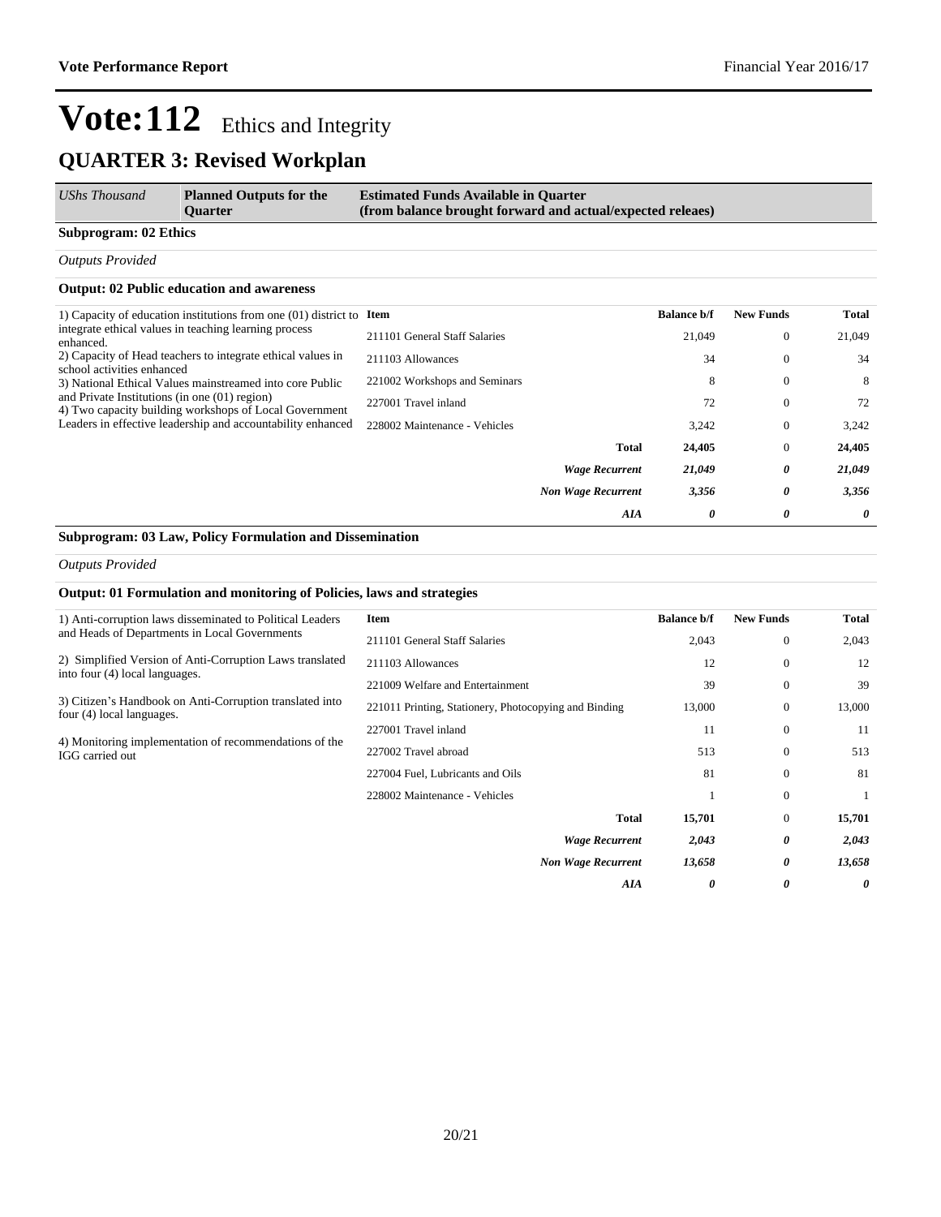# Vote:112 Ethics and Integrity

## QUARTER 3: Revised Workplan

| *UShs Thousand* | **Planned Outputs for the Quarter** | **Estimated Funds Available in Quarter (from balance brought forward and actual/expected releaes)** |
|---|---|---|

**Subprogram: 02 Ethics**

*Outputs Provided*

**Output: 02 Public education and awareness**

1) Capacity of education institutions from one (01) district to integrate ethical values in teaching learning process enhanced.
2) Capacity of Head teachers to integrate ethical values in school activities enhanced
3) National Ethical Values mainstreamed into core Public and Private Institutions (in one (01) region)
4) Two capacity building workshops of Local Government Leaders in effective leadership and accountability enhanced

| Item | Balance b/f | New Funds | Total |
|---|---|---|---|
| 211101 General Staff Salaries | 21,049 | 0 | 21,049 |
| 211103 Allowances | 34 | 0 | 34 |
| 221002 Workshops and Seminars | 8 | 0 | 8 |
| 227001 Travel inland | 72 | 0 | 72 |
| 228002 Maintenance - Vehicles | 3,242 | 0 | 3,242 |
| **Total** | **24,405** | 0 | **24,405** |
| ***Wage Recurrent*** | ***21,049*** | ***0*** | ***21,049*** |
| ***Non Wage Recurrent*** | ***3,356*** | ***0*** | ***3,356*** |
| ***AIA*** | ***0*** | ***0*** | ***0*** |

**Subprogram: 03 Law, Policy Formulation and Dissemination**

*Outputs Provided*

**Output: 01 Formulation and monitoring of Policies, laws and strategies**

1) Anti-corruption laws disseminated to Political Leaders and Heads of Departments in Local Governments

2) Simplified Version of Anti-Corruption Laws translated into four (4) local languages.

3) Citizen's Handbook on Anti-Corruption translated into four (4) local languages.

4) Monitoring implementation of recommendations of the IGG carried out

| Item | Balance b/f | New Funds | Total |
|---|---|---|---|
| 211101 General Staff Salaries | 2,043 | 0 | 2,043 |
| 211103 Allowances | 12 | 0 | 12 |
| 221009 Welfare and Entertainment | 39 | 0 | 39 |
| 221011 Printing, Stationery, Photocopying and Binding | 13,000 | 0 | 13,000 |
| 227001 Travel inland | 11 | 0 | 11 |
| 227002 Travel abroad | 513 | 0 | 513 |
| 227004 Fuel, Lubricants and Oils | 81 | 0 | 81 |
| 228002 Maintenance - Vehicles | 1 | 0 | 1 |
| **Total** | **15,701** | 0 | **15,701** |
| ***Wage Recurrent*** | ***2,043*** | ***0*** | ***2,043*** |
| ***Non Wage Recurrent*** | ***13,658*** | ***0*** | ***13,658*** |
| ***AIA*** | ***0*** | ***0*** | ***0*** |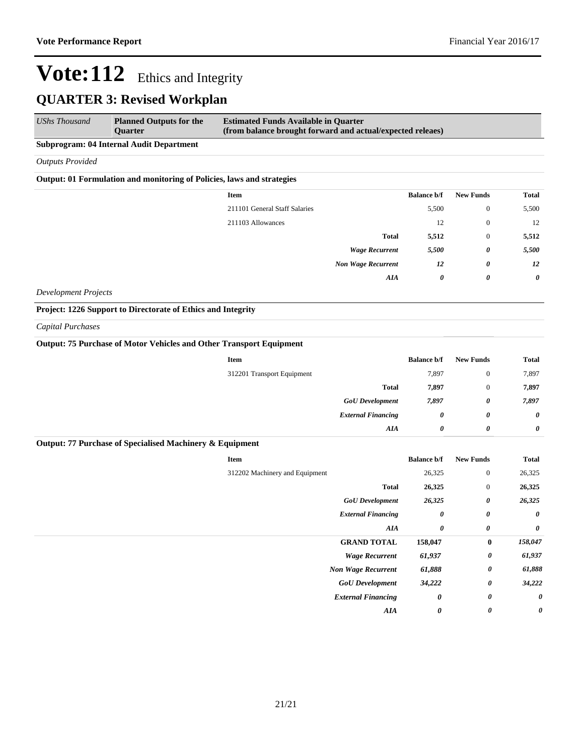# Vote:112 Ethics and Integrity

## QUARTER 3: Revised Workplan

| *UShs Thousand* | **Planned Outputs for the Quarter** | **Estimated Funds Available in Quarter (from balance brought forward and actual/expected releaes)** |
|---|---|---|

**Subprogram: 04 Internal Audit Department**

*Outputs Provided*

**Output: 01 Formulation and monitoring of Policies, laws and strategies**

| Item | Balance b/f | New Funds | Total |
|---|---|---|---|
| 211101 General Staff Salaries | 5,500 | 0 | 5,500 |
| 211103 Allowances | 12 | 0 | 12 |
| **Total** | **5,512** | 0 | **5,512** |
| ***Wage Recurrent*** | ***5,500*** | ***0*** | ***5,500*** |
| ***Non Wage Recurrent*** | ***12*** | ***0*** | ***12*** |
| ***AIA*** | ***0*** | ***0*** | ***0*** |

*Development Projects*

**Project: 1226 Support to Directorate of Ethics and Integrity**

*Capital Purchases*

**Output: 75 Purchase of Motor Vehicles and Other Transport Equipment**

| Item | Balance b/f | New Funds | Total |
|---|---|---|---|
| 312201 Transport Equipment | 7,897 | 0 | 7,897 |
| **Total** | **7,897** | 0 | **7,897** |
| ***GoU Development*** | ***7,897*** | ***0*** | ***7,897*** |
| ***External Financing*** | ***0*** | ***0*** | ***0*** |
| ***AIA*** | ***0*** | ***0*** | ***0*** |

**Output: 77 Purchase of Specialised Machinery & Equipment**

| Item | Balance b/f | New Funds | Total |
|---|---|---|---|
| 312202 Machinery and Equipment | 26,325 | 0 | 26,325 |
| **Total** | **26,325** | 0 | **26,325** |
| ***GoU Development*** | ***26,325*** | ***0*** | ***26,325*** |
| ***External Financing*** | ***0*** | ***0*** | ***0*** |
| ***AIA*** | ***0*** | ***0*** | ***0*** |

| | Balance b/f | New Funds | Total |
|---|---|---|---|
| **GRAND TOTAL** | **158,047** | **0** | ***158,047*** |
| ***Wage Recurrent*** | ***61,937*** | ***0*** | ***61,937*** |
| ***Non Wage Recurrent*** | ***61,888*** | ***0*** | ***61,888*** |
| ***GoU Development*** | ***34,222*** | ***0*** | ***34,222*** |
| ***External Financing*** | ***0*** | ***0*** | ***0*** |
| ***AIA*** | ***0*** | ***0*** | ***0*** |